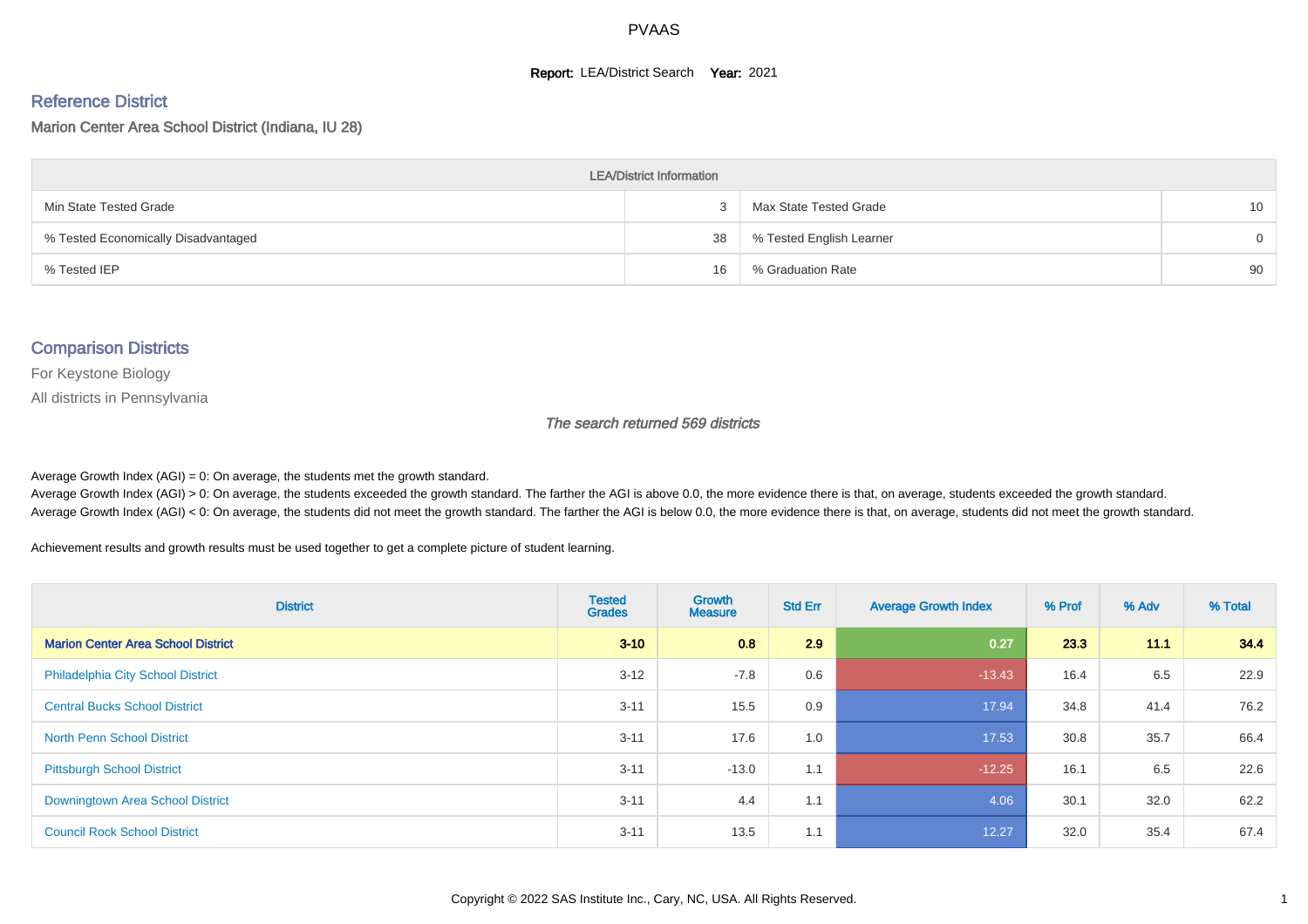# PVAAS

**Report:** LEA/District Search **Year:** 2021

## Reference District

Marion Center Area School District (Indiana, IU 28)

| LEA/District Information | | | |
|---|---|---|---|
| Min State Tested Grade | 3 | Max State Tested Grade | 10 |
| % Tested Economically Disadvantaged | 38 | % Tested English Learner | 0 |
| % Tested IEP | 16 | % Graduation Rate | 90 |

## Comparison Districts

For Keystone Biology

All districts in Pennsylvania

*The search returned 569 districts*

Average Growth Index (AGI) = 0: On average, the students met the growth standard.
Average Growth Index (AGI) > 0: On average, the students exceeded the growth standard. The farther the AGI is above 0.0, the more evidence there is that, on average, students exceeded the growth standard.
Average Growth Index (AGI) < 0: On average, the students did not meet the growth standard. The farther the AGI is below 0.0, the more evidence there is that, on average, students did not meet the growth standard.

Achievement results and growth results must be used together to get a complete picture of student learning.

| District | Tested Grades | Growth Measure | Std Err | Average Growth Index | % Prof | % Adv | % Total |
|---|---|---|---|---|---|---|---|
| **Marion Center Area School District** | **3-10** | **0.8** | **2.9** | **0.27** | **23.3** | **11.1** | **34.4** |
| Philadelphia City School District | 3-12 | -7.8 | 0.6 | -13.43 | 16.4 | 6.5 | 22.9 |
| Central Bucks School District | 3-11 | 15.5 | 0.9 | 17.94 | 34.8 | 41.4 | 76.2 |
| North Penn School District | 3-11 | 17.6 | 1.0 | 17.53 | 30.8 | 35.7 | 66.4 |
| Pittsburgh School District | 3-11 | -13.0 | 1.1 | -12.25 | 16.1 | 6.5 | 22.6 |
| Downingtown Area School District | 3-11 | 4.4 | 1.1 | 4.06 | 30.1 | 32.0 | 62.2 |
| Council Rock School District | 3-11 | 13.5 | 1.1 | 12.27 | 32.0 | 35.4 | 67.4 |

Copyright © 2022 SAS Institute Inc., Cary, NC, USA. All Rights Reserved.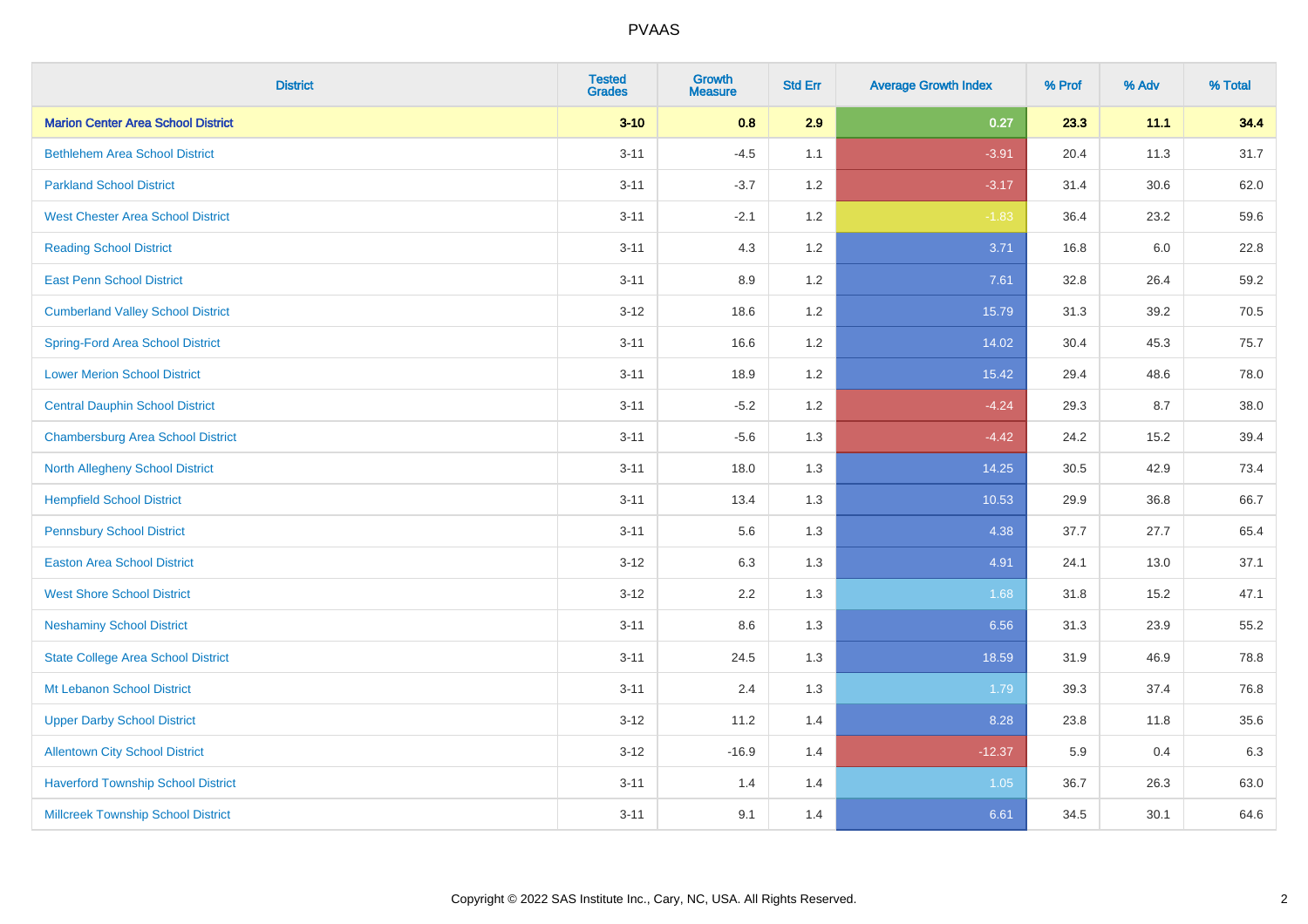| District | Tested Grades | Growth Measure | Std Err | Average Growth Index | % Prof | % Adv | % Total |
|---|---|---|---|---|---|---|---|
| **Marion Center Area School District** | **3-10** | **0.8** | **2.9** | **0.27** | **23.3** | **11.1** | **34.4** |
| Bethlehem Area School District | 3-11 | -4.5 | 1.1 | -3.91 | 20.4 | 11.3 | 31.7 |
| Parkland School District | 3-11 | -3.7 | 1.2 | -3.17 | 31.4 | 30.6 | 62.0 |
| West Chester Area School District | 3-11 | -2.1 | 1.2 | -1.83 | 36.4 | 23.2 | 59.6 |
| Reading School District | 3-11 | 4.3 | 1.2 | 3.71 | 16.8 | 6.0 | 22.8 |
| East Penn School District | 3-11 | 8.9 | 1.2 | 7.61 | 32.8 | 26.4 | 59.2 |
| Cumberland Valley School District | 3-12 | 18.6 | 1.2 | 15.79 | 31.3 | 39.2 | 70.5 |
| Spring-Ford Area School District | 3-11 | 16.6 | 1.2 | 14.02 | 30.4 | 45.3 | 75.7 |
| Lower Merion School District | 3-11 | 18.9 | 1.2 | 15.42 | 29.4 | 48.6 | 78.0 |
| Central Dauphin School District | 3-11 | -5.2 | 1.2 | -4.24 | 29.3 | 8.7 | 38.0 |
| Chambersburg Area School District | 3-11 | -5.6 | 1.3 | -4.42 | 24.2 | 15.2 | 39.4 |
| North Allegheny School District | 3-11 | 18.0 | 1.3 | 14.25 | 30.5 | 42.9 | 73.4 |
| Hempfield School District | 3-11 | 13.4 | 1.3 | 10.53 | 29.9 | 36.8 | 66.7 |
| Pennsbury School District | 3-11 | 5.6 | 1.3 | 4.38 | 37.7 | 27.7 | 65.4 |
| Easton Area School District | 3-12 | 6.3 | 1.3 | 4.91 | 24.1 | 13.0 | 37.1 |
| West Shore School District | 3-12 | 2.2 | 1.3 | 1.68 | 31.8 | 15.2 | 47.1 |
| Neshaminy School District | 3-11 | 8.6 | 1.3 | 6.56 | 31.3 | 23.9 | 55.2 |
| State College Area School District | 3-11 | 24.5 | 1.3 | 18.59 | 31.9 | 46.9 | 78.8 |
| Mt Lebanon School District | 3-11 | 2.4 | 1.3 | 1.79 | 39.3 | 37.4 | 76.8 |
| Upper Darby School District | 3-12 | 11.2 | 1.4 | 8.28 | 23.8 | 11.8 | 35.6 |
| Allentown City School District | 3-12 | -16.9 | 1.4 | -12.37 | 5.9 | 0.4 | 6.3 |
| Haverford Township School District | 3-11 | 1.4 | 1.4 | 1.05 | 36.7 | 26.3 | 63.0 |
| Millcreek Township School District | 3-11 | 9.1 | 1.4 | 6.61 | 34.5 | 30.1 | 64.6 |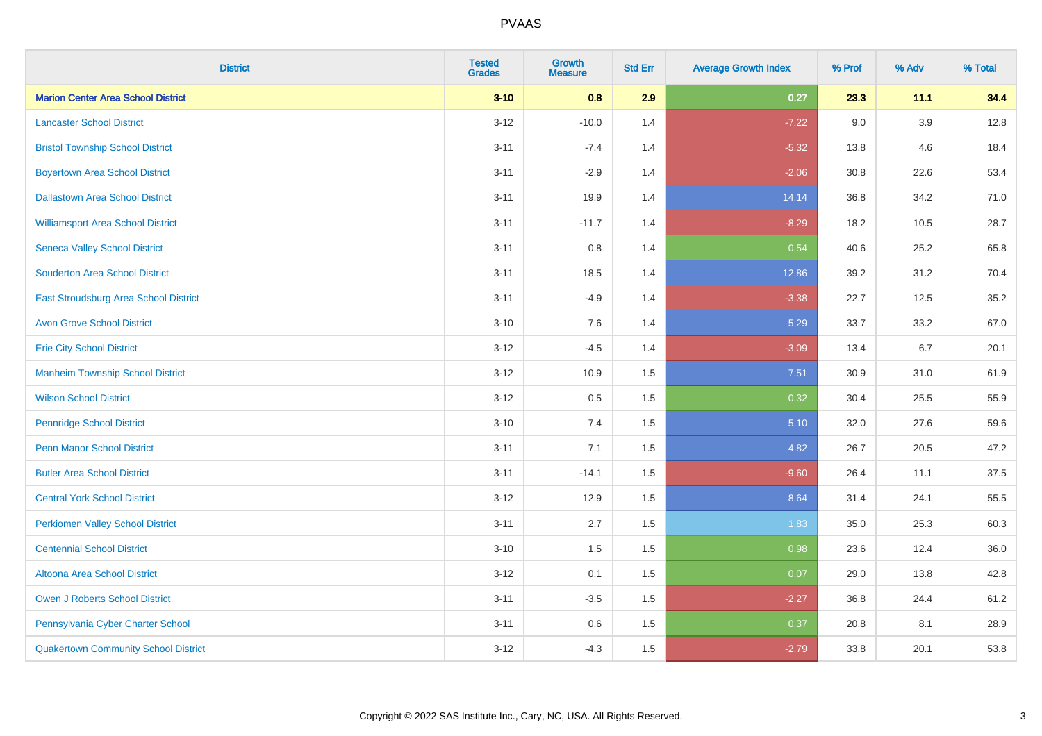PVAAS

| District | Tested Grades | Growth Measure | Std Err | Average Growth Index | % Prof | % Adv | % Total |
|---|---|---|---|---|---|---|---|
| **Marion Center Area School District** | **3-10** | **0.8** | **2.9** | **0.27** | **23.3** | **11.1** | **34.4** |
| Lancaster School District | 3-12 | -10.0 | 1.4 | -7.22 | 9.0 | 3.9 | 12.8 |
| Bristol Township School District | 3-11 | -7.4 | 1.4 | -5.32 | 13.8 | 4.6 | 18.4 |
| Boyertown Area School District | 3-11 | -2.9 | 1.4 | -2.06 | 30.8 | 22.6 | 53.4 |
| Dallastown Area School District | 3-11 | 19.9 | 1.4 | 14.14 | 36.8 | 34.2 | 71.0 |
| Williamsport Area School District | 3-11 | -11.7 | 1.4 | -8.29 | 18.2 | 10.5 | 28.7 |
| Seneca Valley School District | 3-11 | 0.8 | 1.4 | 0.54 | 40.6 | 25.2 | 65.8 |
| Souderton Area School District | 3-11 | 18.5 | 1.4 | 12.86 | 39.2 | 31.2 | 70.4 |
| East Stroudsburg Area School District | 3-11 | -4.9 | 1.4 | -3.38 | 22.7 | 12.5 | 35.2 |
| Avon Grove School District | 3-10 | 7.6 | 1.4 | 5.29 | 33.7 | 33.2 | 67.0 |
| Erie City School District | 3-12 | -4.5 | 1.4 | -3.09 | 13.4 | 6.7 | 20.1 |
| Manheim Township School District | 3-12 | 10.9 | 1.5 | 7.51 | 30.9 | 31.0 | 61.9 |
| Wilson School District | 3-12 | 0.5 | 1.5 | 0.32 | 30.4 | 25.5 | 55.9 |
| Pennridge School District | 3-10 | 7.4 | 1.5 | 5.10 | 32.0 | 27.6 | 59.6 |
| Penn Manor School District | 3-11 | 7.1 | 1.5 | 4.82 | 26.7 | 20.5 | 47.2 |
| Butler Area School District | 3-11 | -14.1 | 1.5 | -9.60 | 26.4 | 11.1 | 37.5 |
| Central York School District | 3-12 | 12.9 | 1.5 | 8.64 | 31.4 | 24.1 | 55.5 |
| Perkiomen Valley School District | 3-11 | 2.7 | 1.5 | 1.83 | 35.0 | 25.3 | 60.3 |
| Centennial School District | 3-10 | 1.5 | 1.5 | 0.98 | 23.6 | 12.4 | 36.0 |
| Altoona Area School District | 3-12 | 0.1 | 1.5 | 0.07 | 29.0 | 13.8 | 42.8 |
| Owen J Roberts School District | 3-11 | -3.5 | 1.5 | -2.27 | 36.8 | 24.4 | 61.2 |
| Pennsylvania Cyber Charter School | 3-11 | 0.6 | 1.5 | 0.37 | 20.8 | 8.1 | 28.9 |
| Quakertown Community School District | 3-12 | -4.3 | 1.5 | -2.79 | 33.8 | 20.1 | 53.8 |

Copyright © 2022 SAS Institute Inc., Cary, NC, USA. All Rights Reserved.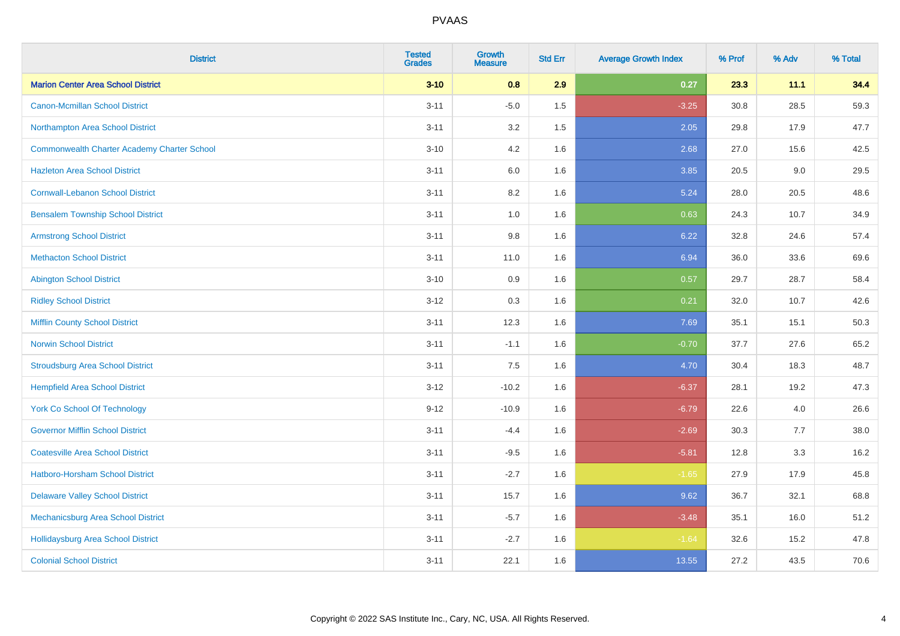# PVAAS

| District | Tested Grades | Growth Measure | Std Err | Average Growth Index | % Prof | % Adv | % Total |
|---|---|---|---|---|---|---|---|
| **Marion Center Area School District** | **3-10** | **0.8** | **2.9** | **0.27** | **23.3** | **11.1** | **34.4** |
| Canon-Mcmillan School District | 3-11 | -5.0 | 1.5 | -3.25 | 30.8 | 28.5 | 59.3 |
| Northampton Area School District | 3-11 | 3.2 | 1.5 | 2.05 | 29.8 | 17.9 | 47.7 |
| Commonwealth Charter Academy Charter School | 3-10 | 4.2 | 1.6 | 2.68 | 27.0 | 15.6 | 42.5 |
| Hazleton Area School District | 3-11 | 6.0 | 1.6 | 3.85 | 20.5 | 9.0 | 29.5 |
| Cornwall-Lebanon School District | 3-11 | 8.2 | 1.6 | 5.24 | 28.0 | 20.5 | 48.6 |
| Bensalem Township School District | 3-11 | 1.0 | 1.6 | 0.63 | 24.3 | 10.7 | 34.9 |
| Armstrong School District | 3-11 | 9.8 | 1.6 | 6.22 | 32.8 | 24.6 | 57.4 |
| Methacton School District | 3-11 | 11.0 | 1.6 | 6.94 | 36.0 | 33.6 | 69.6 |
| Abington School District | 3-10 | 0.9 | 1.6 | 0.57 | 29.7 | 28.7 | 58.4 |
| Ridley School District | 3-12 | 0.3 | 1.6 | 0.21 | 32.0 | 10.7 | 42.6 |
| Mifflin County School District | 3-11 | 12.3 | 1.6 | 7.69 | 35.1 | 15.1 | 50.3 |
| Norwin School District | 3-11 | -1.1 | 1.6 | -0.70 | 37.7 | 27.6 | 65.2 |
| Stroudsburg Area School District | 3-11 | 7.5 | 1.6 | 4.70 | 30.4 | 18.3 | 48.7 |
| Hempfield Area School District | 3-12 | -10.2 | 1.6 | -6.37 | 28.1 | 19.2 | 47.3 |
| York Co School Of Technology | 9-12 | -10.9 | 1.6 | -6.79 | 22.6 | 4.0 | 26.6 |
| Governor Mifflin School District | 3-11 | -4.4 | 1.6 | -2.69 | 30.3 | 7.7 | 38.0 |
| Coatesville Area School District | 3-11 | -9.5 | 1.6 | -5.81 | 12.8 | 3.3 | 16.2 |
| Hatboro-Horsham School District | 3-11 | -2.7 | 1.6 | -1.65 | 27.9 | 17.9 | 45.8 |
| Delaware Valley School District | 3-11 | 15.7 | 1.6 | 9.62 | 36.7 | 32.1 | 68.8 |
| Mechanicsburg Area School District | 3-11 | -5.7 | 1.6 | -3.48 | 35.1 | 16.0 | 51.2 |
| Hollidaysburg Area School District | 3-11 | -2.7 | 1.6 | -1.64 | 32.6 | 15.2 | 47.8 |
| Colonial School District | 3-11 | 22.1 | 1.6 | 13.55 | 27.2 | 43.5 | 70.6 |

Copyright © 2022 SAS Institute Inc., Cary, NC, USA. All Rights Reserved.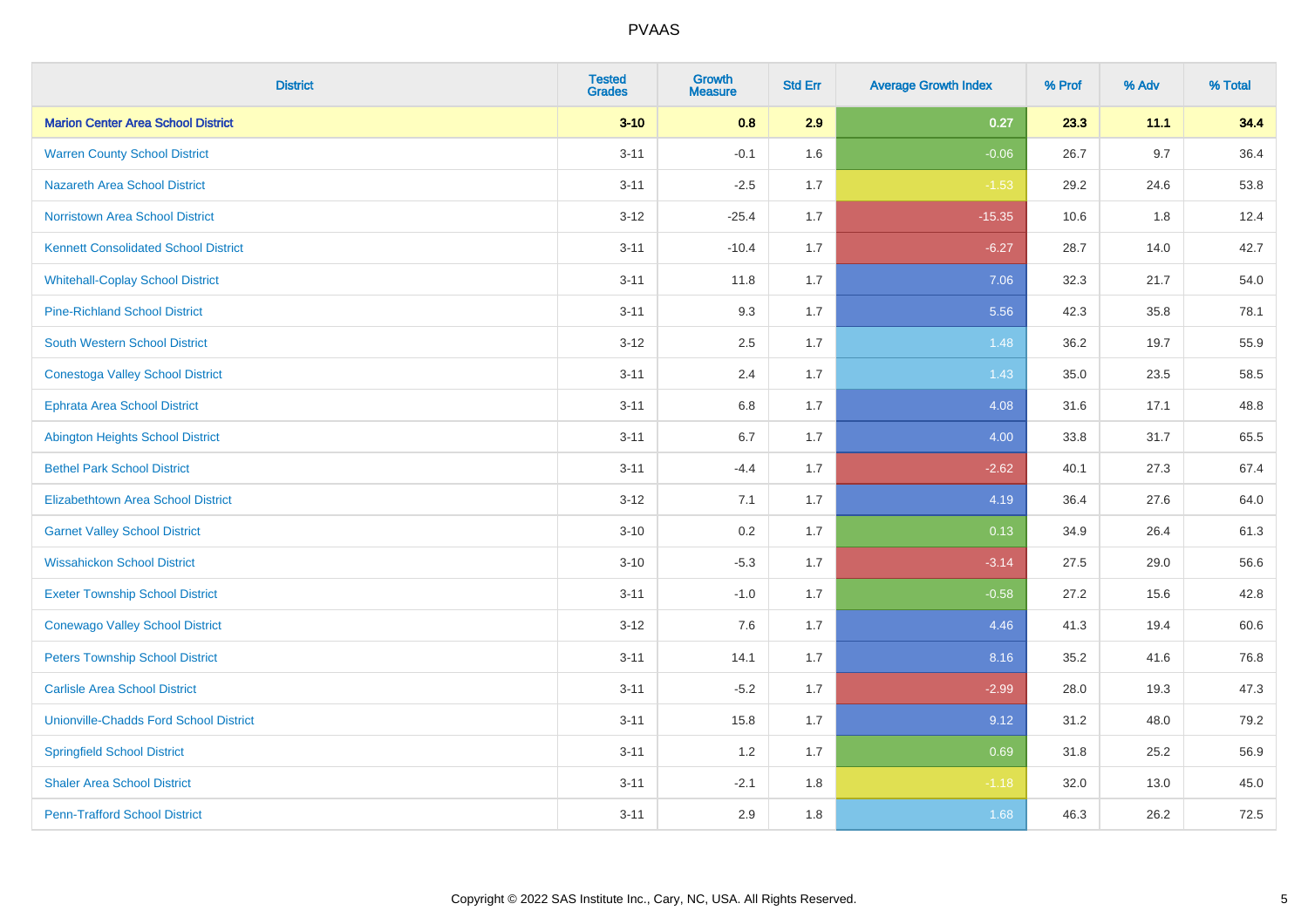| District | Tested Grades | Growth Measure | Std Err | Average Growth Index | % Prof | % Adv | % Total |
|---|---|---|---|---|---|---|---|
| **Marion Center Area School District** | **3-10** | **0.8** | **2.9** | **0.27** | **23.3** | **11.1** | **34.4** |
| Warren County School District | 3-11 | -0.1 | 1.6 | -0.06 | 26.7 | 9.7 | 36.4 |
| Nazareth Area School District | 3-11 | -2.5 | 1.7 | -1.53 | 29.2 | 24.6 | 53.8 |
| Norristown Area School District | 3-12 | -25.4 | 1.7 | -15.35 | 10.6 | 1.8 | 12.4 |
| Kennett Consolidated School District | 3-11 | -10.4 | 1.7 | -6.27 | 28.7 | 14.0 | 42.7 |
| Whitehall-Coplay School District | 3-11 | 11.8 | 1.7 | 7.06 | 32.3 | 21.7 | 54.0 |
| Pine-Richland School District | 3-11 | 9.3 | 1.7 | 5.56 | 42.3 | 35.8 | 78.1 |
| South Western School District | 3-12 | 2.5 | 1.7 | 1.48 | 36.2 | 19.7 | 55.9 |
| Conestoga Valley School District | 3-11 | 2.4 | 1.7 | 1.43 | 35.0 | 23.5 | 58.5 |
| Ephrata Area School District | 3-11 | 6.8 | 1.7 | 4.08 | 31.6 | 17.1 | 48.8 |
| Abington Heights School District | 3-11 | 6.7 | 1.7 | 4.00 | 33.8 | 31.7 | 65.5 |
| Bethel Park School District | 3-11 | -4.4 | 1.7 | -2.62 | 40.1 | 27.3 | 67.4 |
| Elizabethtown Area School District | 3-12 | 7.1 | 1.7 | 4.19 | 36.4 | 27.6 | 64.0 |
| Garnet Valley School District | 3-10 | 0.2 | 1.7 | 0.13 | 34.9 | 26.4 | 61.3 |
| Wissahickon School District | 3-10 | -5.3 | 1.7 | -3.14 | 27.5 | 29.0 | 56.6 |
| Exeter Township School District | 3-11 | -1.0 | 1.7 | -0.58 | 27.2 | 15.6 | 42.8 |
| Conewago Valley School District | 3-12 | 7.6 | 1.7 | 4.46 | 41.3 | 19.4 | 60.6 |
| Peters Township School District | 3-11 | 14.1 | 1.7 | 8.16 | 35.2 | 41.6 | 76.8 |
| Carlisle Area School District | 3-11 | -5.2 | 1.7 | -2.99 | 28.0 | 19.3 | 47.3 |
| Unionville-Chadds Ford School District | 3-11 | 15.8 | 1.7 | 9.12 | 31.2 | 48.0 | 79.2 |
| Springfield School District | 3-11 | 1.2 | 1.7 | 0.69 | 31.8 | 25.2 | 56.9 |
| Shaler Area School District | 3-11 | -2.1 | 1.8 | -1.18 | 32.0 | 13.0 | 45.0 |
| Penn-Trafford School District | 3-11 | 2.9 | 1.8 | 1.68 | 46.3 | 26.2 | 72.5 |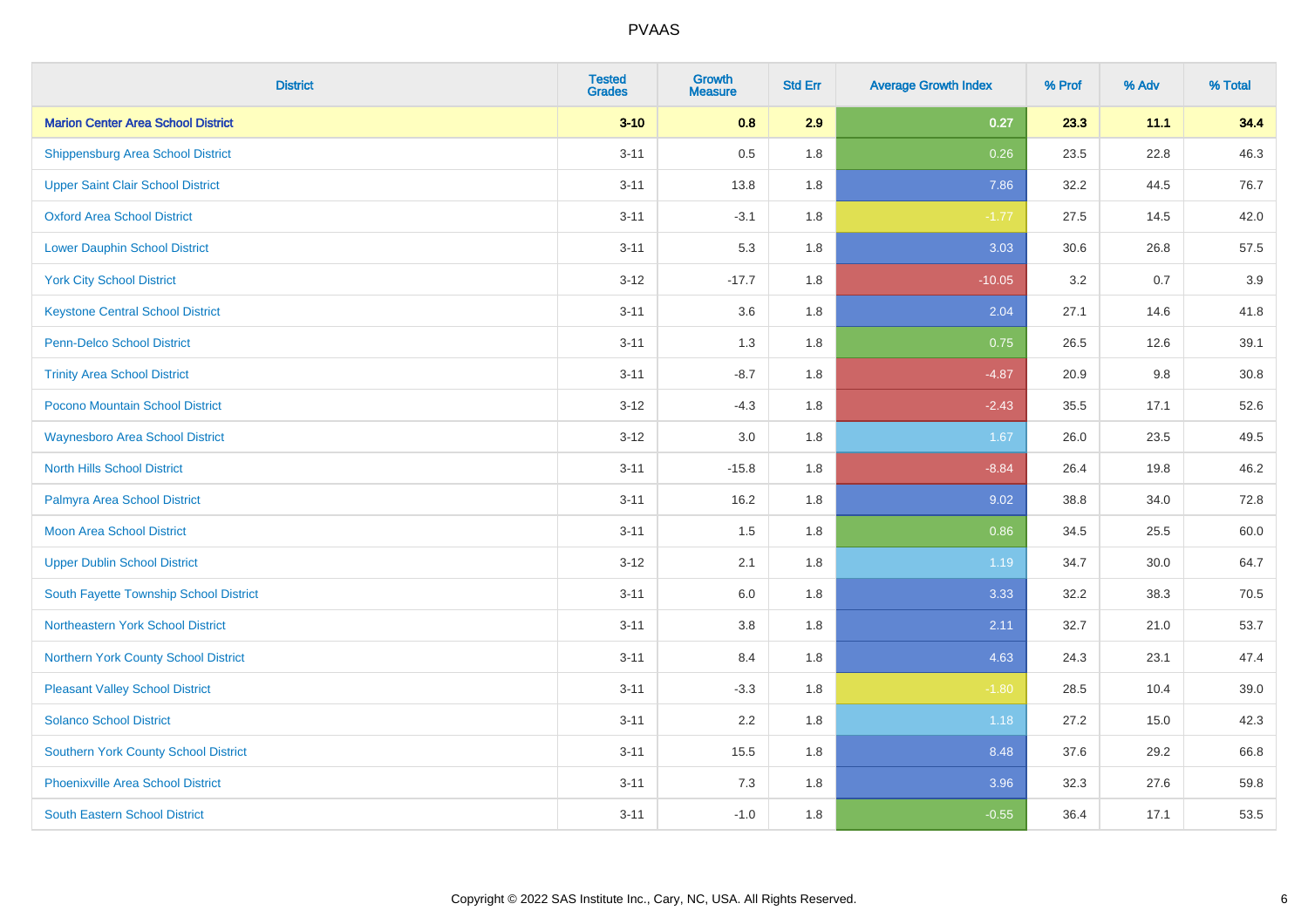# PVAAS

| District | Tested Grades | Growth Measure | Std Err | Average Growth Index | % Prof | % Adv | % Total |
|---|---|---|---|---|---|---|---|
| **Marion Center Area School District** | **3-10** | **0.8** | **2.9** | **0.27** | **23.3** | **11.1** | **34.4** |
| Shippensburg Area School District | 3-11 | 0.5 | 1.8 | 0.26 | 23.5 | 22.8 | 46.3 |
| Upper Saint Clair School District | 3-11 | 13.8 | 1.8 | 7.86 | 32.2 | 44.5 | 76.7 |
| Oxford Area School District | 3-11 | -3.1 | 1.8 | -1.77 | 27.5 | 14.5 | 42.0 |
| Lower Dauphin School District | 3-11 | 5.3 | 1.8 | 3.03 | 30.6 | 26.8 | 57.5 |
| York City School District | 3-12 | -17.7 | 1.8 | -10.05 | 3.2 | 0.7 | 3.9 |
| Keystone Central School District | 3-11 | 3.6 | 1.8 | 2.04 | 27.1 | 14.6 | 41.8 |
| Penn-Delco School District | 3-11 | 1.3 | 1.8 | 0.75 | 26.5 | 12.6 | 39.1 |
| Trinity Area School District | 3-11 | -8.7 | 1.8 | -4.87 | 20.9 | 9.8 | 30.8 |
| Pocono Mountain School District | 3-12 | -4.3 | 1.8 | -2.43 | 35.5 | 17.1 | 52.6 |
| Waynesboro Area School District | 3-12 | 3.0 | 1.8 | 1.67 | 26.0 | 23.5 | 49.5 |
| North Hills School District | 3-11 | -15.8 | 1.8 | -8.84 | 26.4 | 19.8 | 46.2 |
| Palmyra Area School District | 3-11 | 16.2 | 1.8 | 9.02 | 38.8 | 34.0 | 72.8 |
| Moon Area School District | 3-11 | 1.5 | 1.8 | 0.86 | 34.5 | 25.5 | 60.0 |
| Upper Dublin School District | 3-12 | 2.1 | 1.8 | 1.19 | 34.7 | 30.0 | 64.7 |
| South Fayette Township School District | 3-11 | 6.0 | 1.8 | 3.33 | 32.2 | 38.3 | 70.5 |
| Northeastern York School District | 3-11 | 3.8 | 1.8 | 2.11 | 32.7 | 21.0 | 53.7 |
| Northern York County School District | 3-11 | 8.4 | 1.8 | 4.63 | 24.3 | 23.1 | 47.4 |
| Pleasant Valley School District | 3-11 | -3.3 | 1.8 | -1.80 | 28.5 | 10.4 | 39.0 |
| Solanco School District | 3-11 | 2.2 | 1.8 | 1.18 | 27.2 | 15.0 | 42.3 |
| Southern York County School District | 3-11 | 15.5 | 1.8 | 8.48 | 37.6 | 29.2 | 66.8 |
| Phoenixville Area School District | 3-11 | 7.3 | 1.8 | 3.96 | 32.3 | 27.6 | 59.8 |
| South Eastern School District | 3-11 | -1.0 | 1.8 | -0.55 | 36.4 | 17.1 | 53.5 |

Copyright © 2022 SAS Institute Inc., Cary, NC, USA. All Rights Reserved.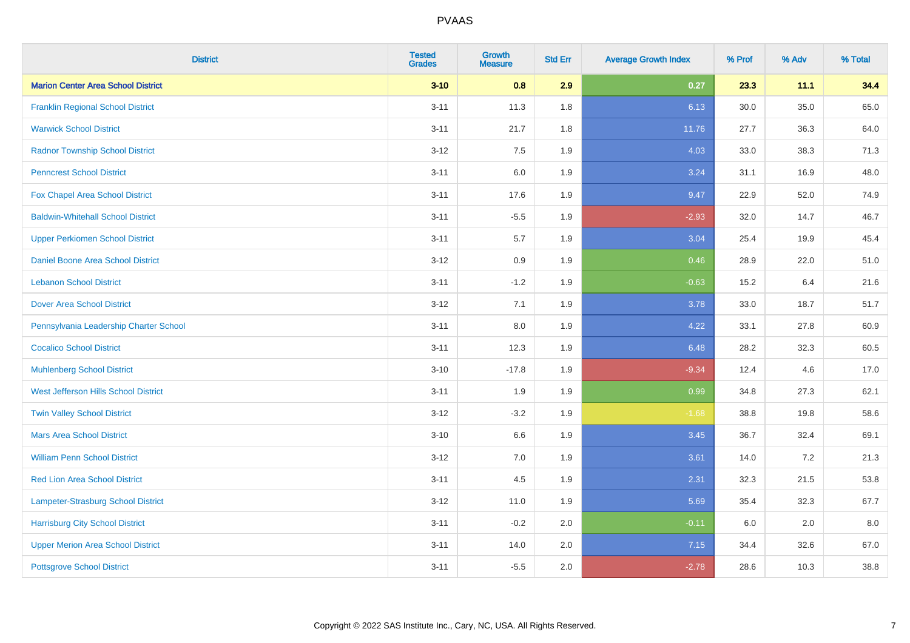| District | Tested Grades | Growth Measure | Std Err | Average Growth Index | % Prof | % Adv | % Total |
|---|---|---|---|---|---|---|---|
| **Marion Center Area School District** | **3-10** | **0.8** | **2.9** | **0.27** | **23.3** | **11.1** | **34.4** |
| Franklin Regional School District | 3-11 | 11.3 | 1.8 | 6.13 | 30.0 | 35.0 | 65.0 |
| Warwick School District | 3-11 | 21.7 | 1.8 | 11.76 | 27.7 | 36.3 | 64.0 |
| Radnor Township School District | 3-12 | 7.5 | 1.9 | 4.03 | 33.0 | 38.3 | 71.3 |
| Penncrest School District | 3-11 | 6.0 | 1.9 | 3.24 | 31.1 | 16.9 | 48.0 |
| Fox Chapel Area School District | 3-11 | 17.6 | 1.9 | 9.47 | 22.9 | 52.0 | 74.9 |
| Baldwin-Whitehall School District | 3-11 | -5.5 | 1.9 | -2.93 | 32.0 | 14.7 | 46.7 |
| Upper Perkiomen School District | 3-11 | 5.7 | 1.9 | 3.04 | 25.4 | 19.9 | 45.4 |
| Daniel Boone Area School District | 3-12 | 0.9 | 1.9 | 0.46 | 28.9 | 22.0 | 51.0 |
| Lebanon School District | 3-11 | -1.2 | 1.9 | -0.63 | 15.2 | 6.4 | 21.6 |
| Dover Area School District | 3-12 | 7.1 | 1.9 | 3.78 | 33.0 | 18.7 | 51.7 |
| Pennsylvania Leadership Charter School | 3-11 | 8.0 | 1.9 | 4.22 | 33.1 | 27.8 | 60.9 |
| Cocalico School District | 3-11 | 12.3 | 1.9 | 6.48 | 28.2 | 32.3 | 60.5 |
| Muhlenberg School District | 3-10 | -17.8 | 1.9 | -9.34 | 12.4 | 4.6 | 17.0 |
| West Jefferson Hills School District | 3-11 | 1.9 | 1.9 | 0.99 | 34.8 | 27.3 | 62.1 |
| Twin Valley School District | 3-12 | -3.2 | 1.9 | -1.68 | 38.8 | 19.8 | 58.6 |
| Mars Area School District | 3-10 | 6.6 | 1.9 | 3.45 | 36.7 | 32.4 | 69.1 |
| William Penn School District | 3-12 | 7.0 | 1.9 | 3.61 | 14.0 | 7.2 | 21.3 |
| Red Lion Area School District | 3-11 | 4.5 | 1.9 | 2.31 | 32.3 | 21.5 | 53.8 |
| Lampeter-Strasburg School District | 3-12 | 11.0 | 1.9 | 5.69 | 35.4 | 32.3 | 67.7 |
| Harrisburg City School District | 3-11 | -0.2 | 2.0 | -0.11 | 6.0 | 2.0 | 8.0 |
| Upper Merion Area School District | 3-11 | 14.0 | 2.0 | 7.15 | 34.4 | 32.6 | 67.0 |
| Pottsgrove School District | 3-11 | -5.5 | 2.0 | -2.78 | 28.6 | 10.3 | 38.8 |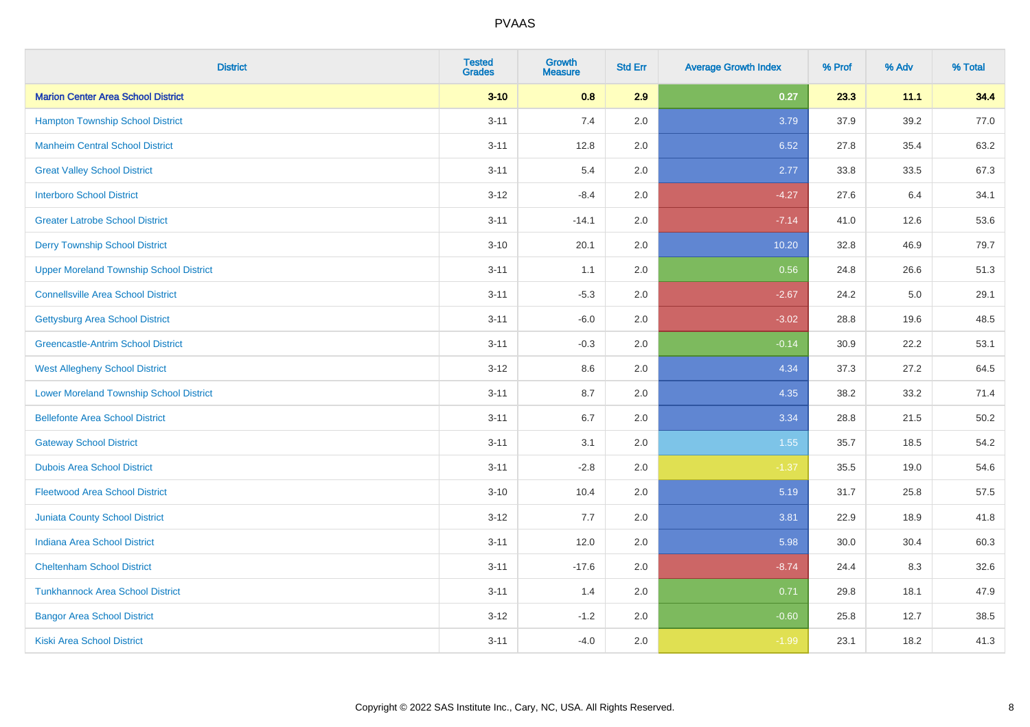| District | Tested Grades | Growth Measure | Std Err | Average Growth Index | % Prof | % Adv | % Total |
|---|---|---|---|---|---|---|---|
| **Marion Center Area School District** | **3-10** | **0.8** | **2.9** | **0.27** | **23.3** | **11.1** | **34.4** |
| Hampton Township School District | 3-11 | 7.4 | 2.0 | 3.79 | 37.9 | 39.2 | 77.0 |
| Manheim Central School District | 3-11 | 12.8 | 2.0 | 6.52 | 27.8 | 35.4 | 63.2 |
| Great Valley School District | 3-11 | 5.4 | 2.0 | 2.77 | 33.8 | 33.5 | 67.3 |
| Interboro School District | 3-12 | -8.4 | 2.0 | -4.27 | 27.6 | 6.4 | 34.1 |
| Greater Latrobe School District | 3-11 | -14.1 | 2.0 | -7.14 | 41.0 | 12.6 | 53.6 |
| Derry Township School District | 3-10 | 20.1 | 2.0 | 10.20 | 32.8 | 46.9 | 79.7 |
| Upper Moreland Township School District | 3-11 | 1.1 | 2.0 | 0.56 | 24.8 | 26.6 | 51.3 |
| Connellsville Area School District | 3-11 | -5.3 | 2.0 | -2.67 | 24.2 | 5.0 | 29.1 |
| Gettysburg Area School District | 3-11 | -6.0 | 2.0 | -3.02 | 28.8 | 19.6 | 48.5 |
| Greencastle-Antrim School District | 3-11 | -0.3 | 2.0 | -0.14 | 30.9 | 22.2 | 53.1 |
| West Allegheny School District | 3-12 | 8.6 | 2.0 | 4.34 | 37.3 | 27.2 | 64.5 |
| Lower Moreland Township School District | 3-11 | 8.7 | 2.0 | 4.35 | 38.2 | 33.2 | 71.4 |
| Bellefonte Area School District | 3-11 | 6.7 | 2.0 | 3.34 | 28.8 | 21.5 | 50.2 |
| Gateway School District | 3-11 | 3.1 | 2.0 | 1.55 | 35.7 | 18.5 | 54.2 |
| Dubois Area School District | 3-11 | -2.8 | 2.0 | -1.37 | 35.5 | 19.0 | 54.6 |
| Fleetwood Area School District | 3-10 | 10.4 | 2.0 | 5.19 | 31.7 | 25.8 | 57.5 |
| Juniata County School District | 3-12 | 7.7 | 2.0 | 3.81 | 22.9 | 18.9 | 41.8 |
| Indiana Area School District | 3-11 | 12.0 | 2.0 | 5.98 | 30.0 | 30.4 | 60.3 |
| Cheltenham School District | 3-11 | -17.6 | 2.0 | -8.74 | 24.4 | 8.3 | 32.6 |
| Tunkhannock Area School District | 3-11 | 1.4 | 2.0 | 0.71 | 29.8 | 18.1 | 47.9 |
| Bangor Area School District | 3-12 | -1.2 | 2.0 | -0.60 | 25.8 | 12.7 | 38.5 |
| Kiski Area School District | 3-11 | -4.0 | 2.0 | -1.99 | 23.1 | 18.2 | 41.3 |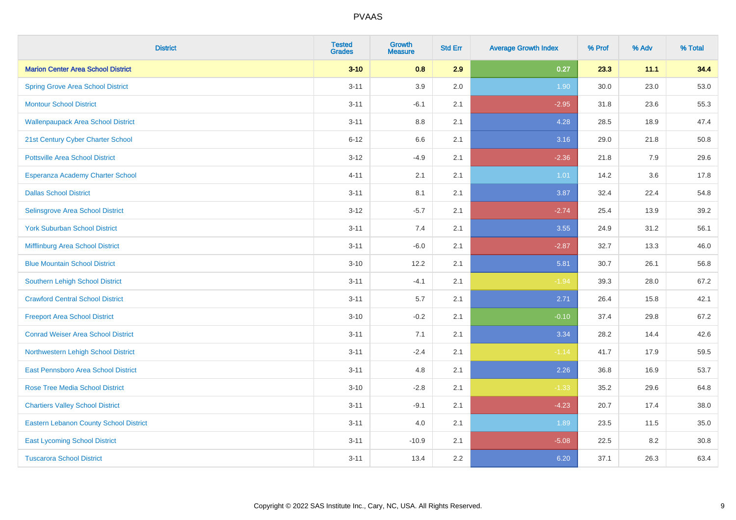# PVAAS

| District | Tested Grades | Growth Measure | Std Err | Average Growth Index | % Prof | % Adv | % Total |
|---|---|---|---|---|---|---|---|
| **Marion Center Area School District** | **3-10** | **0.8** | **2.9** | **0.27** | **23.3** | **11.1** | **34.4** |
| Spring Grove Area School District | 3-11 | 3.9 | 2.0 | 1.90 | 30.0 | 23.0 | 53.0 |
| Montour School District | 3-11 | -6.1 | 2.1 | -2.95 | 31.8 | 23.6 | 55.3 |
| Wallenpaupack Area School District | 3-11 | 8.8 | 2.1 | 4.28 | 28.5 | 18.9 | 47.4 |
| 21st Century Cyber Charter School | 6-12 | 6.6 | 2.1 | 3.16 | 29.0 | 21.8 | 50.8 |
| Pottsville Area School District | 3-12 | -4.9 | 2.1 | -2.36 | 21.8 | 7.9 | 29.6 |
| Esperanza Academy Charter School | 4-11 | 2.1 | 2.1 | 1.01 | 14.2 | 3.6 | 17.8 |
| Dallas School District | 3-11 | 8.1 | 2.1 | 3.87 | 32.4 | 22.4 | 54.8 |
| Selinsgrove Area School District | 3-12 | -5.7 | 2.1 | -2.74 | 25.4 | 13.9 | 39.2 |
| York Suburban School District | 3-11 | 7.4 | 2.1 | 3.55 | 24.9 | 31.2 | 56.1 |
| Mifflinburg Area School District | 3-11 | -6.0 | 2.1 | -2.87 | 32.7 | 13.3 | 46.0 |
| Blue Mountain School District | 3-10 | 12.2 | 2.1 | 5.81 | 30.7 | 26.1 | 56.8 |
| Southern Lehigh School District | 3-11 | -4.1 | 2.1 | -1.94 | 39.3 | 28.0 | 67.2 |
| Crawford Central School District | 3-11 | 5.7 | 2.1 | 2.71 | 26.4 | 15.8 | 42.1 |
| Freeport Area School District | 3-10 | -0.2 | 2.1 | -0.10 | 37.4 | 29.8 | 67.2 |
| Conrad Weiser Area School District | 3-11 | 7.1 | 2.1 | 3.34 | 28.2 | 14.4 | 42.6 |
| Northwestern Lehigh School District | 3-11 | -2.4 | 2.1 | -1.14 | 41.7 | 17.9 | 59.5 |
| East Pennsboro Area School District | 3-11 | 4.8 | 2.1 | 2.26 | 36.8 | 16.9 | 53.7 |
| Rose Tree Media School District | 3-10 | -2.8 | 2.1 | -1.33 | 35.2 | 29.6 | 64.8 |
| Chartiers Valley School District | 3-11 | -9.1 | 2.1 | -4.23 | 20.7 | 17.4 | 38.0 |
| Eastern Lebanon County School District | 3-11 | 4.0 | 2.1 | 1.89 | 23.5 | 11.5 | 35.0 |
| East Lycoming School District | 3-11 | -10.9 | 2.1 | -5.08 | 22.5 | 8.2 | 30.8 |
| Tuscarora School District | 3-11 | 13.4 | 2.2 | 6.20 | 37.1 | 26.3 | 63.4 |

Copyright © 2022 SAS Institute Inc., Cary, NC, USA. All Rights Reserved.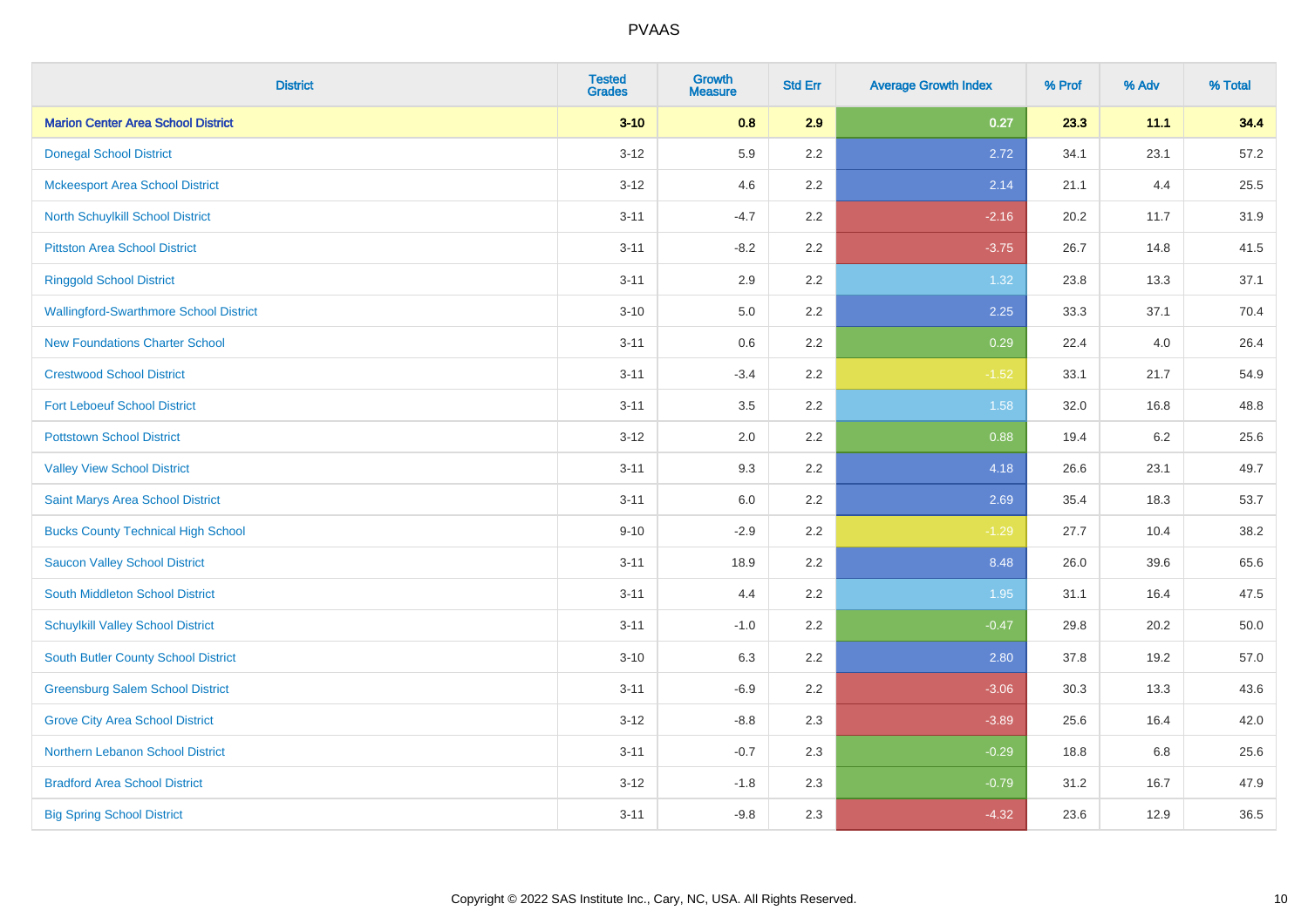| District | Tested Grades | Growth Measure | Std Err | Average Growth Index | % Prof | % Adv | % Total |
|---|---|---|---|---|---|---|---|
| **Marion Center Area School District** | **3-10** | **0.8** | **2.9** | **0.27** | **23.3** | **11.1** | **34.4** |
| Donegal School District | 3-12 | 5.9 | 2.2 | 2.72 | 34.1 | 23.1 | 57.2 |
| Mckeesport Area School District | 3-12 | 4.6 | 2.2 | 2.14 | 21.1 | 4.4 | 25.5 |
| North Schuylkill School District | 3-11 | -4.7 | 2.2 | -2.16 | 20.2 | 11.7 | 31.9 |
| Pittston Area School District | 3-11 | -8.2 | 2.2 | -3.75 | 26.7 | 14.8 | 41.5 |
| Ringgold School District | 3-11 | 2.9 | 2.2 | 1.32 | 23.8 | 13.3 | 37.1 |
| Wallingford-Swarthmore School District | 3-10 | 5.0 | 2.2 | 2.25 | 33.3 | 37.1 | 70.4 |
| New Foundations Charter School | 3-11 | 0.6 | 2.2 | 0.29 | 22.4 | 4.0 | 26.4 |
| Crestwood School District | 3-11 | -3.4 | 2.2 | -1.52 | 33.1 | 21.7 | 54.9 |
| Fort Leboeuf School District | 3-11 | 3.5 | 2.2 | 1.58 | 32.0 | 16.8 | 48.8 |
| Pottstown School District | 3-12 | 2.0 | 2.2 | 0.88 | 19.4 | 6.2 | 25.6 |
| Valley View School District | 3-11 | 9.3 | 2.2 | 4.18 | 26.6 | 23.1 | 49.7 |
| Saint Marys Area School District | 3-11 | 6.0 | 2.2 | 2.69 | 35.4 | 18.3 | 53.7 |
| Bucks County Technical High School | 9-10 | -2.9 | 2.2 | -1.29 | 27.7 | 10.4 | 38.2 |
| Saucon Valley School District | 3-11 | 18.9 | 2.2 | 8.48 | 26.0 | 39.6 | 65.6 |
| South Middleton School District | 3-11 | 4.4 | 2.2 | 1.95 | 31.1 | 16.4 | 47.5 |
| Schuylkill Valley School District | 3-11 | -1.0 | 2.2 | -0.47 | 29.8 | 20.2 | 50.0 |
| South Butler County School District | 3-10 | 6.3 | 2.2 | 2.80 | 37.8 | 19.2 | 57.0 |
| Greensburg Salem School District | 3-11 | -6.9 | 2.2 | -3.06 | 30.3 | 13.3 | 43.6 |
| Grove City Area School District | 3-12 | -8.8 | 2.3 | -3.89 | 25.6 | 16.4 | 42.0 |
| Northern Lebanon School District | 3-11 | -0.7 | 2.3 | -0.29 | 18.8 | 6.8 | 25.6 |
| Bradford Area School District | 3-12 | -1.8 | 2.3 | -0.79 | 31.2 | 16.7 | 47.9 |
| Big Spring School District | 3-11 | -9.8 | 2.3 | -4.32 | 23.6 | 12.9 | 36.5 |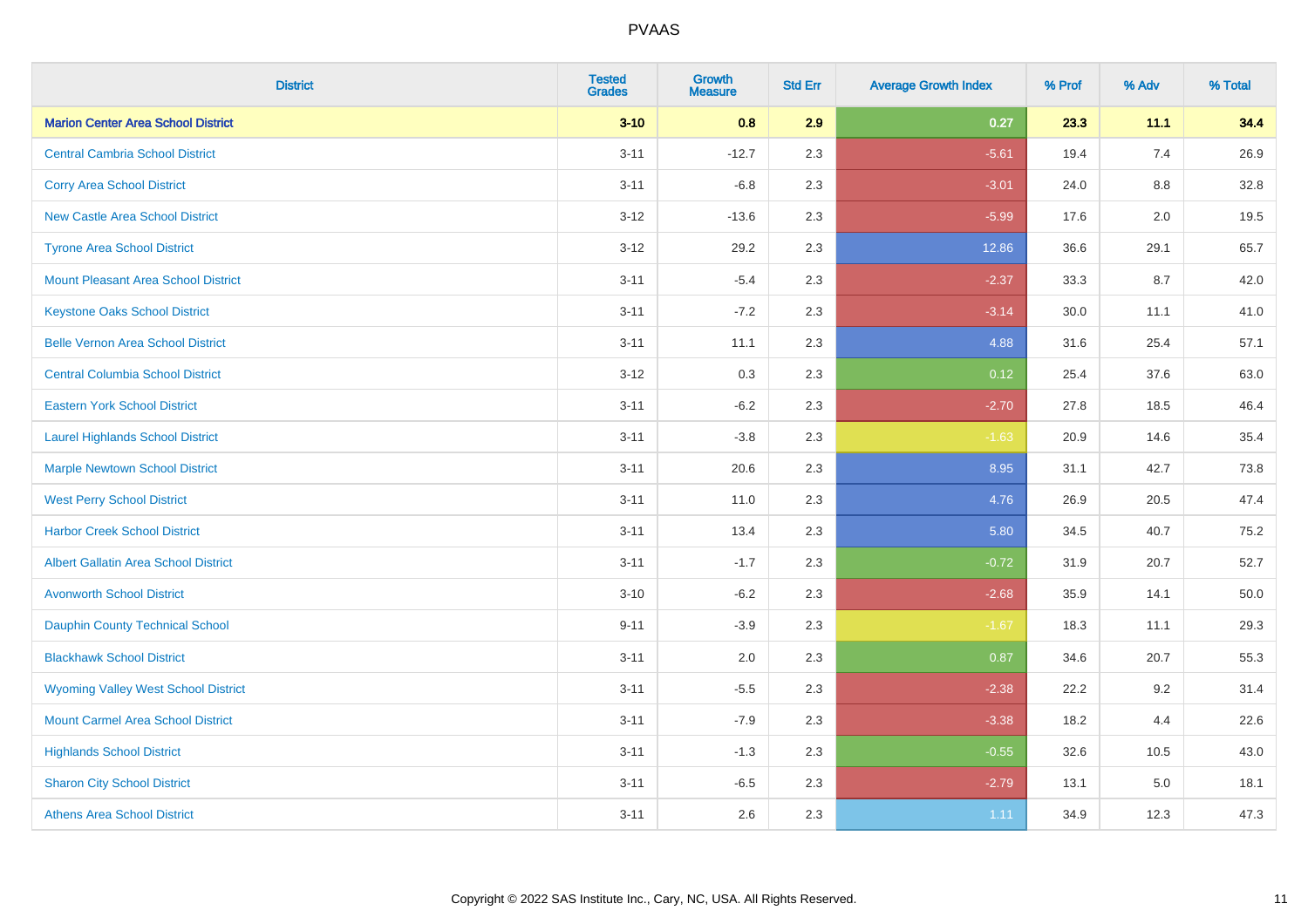PVAAS

| District | Tested Grades | Growth Measure | Std Err | Average Growth Index | % Prof | % Adv | % Total |
|---|---|---|---|---|---|---|---|
| **Marion Center Area School District** | **3-10** | **0.8** | **2.9** | **0.27** | **23.3** | **11.1** | **34.4** |
| Central Cambria School District | 3-11 | -12.7 | 2.3 | -5.61 | 19.4 | 7.4 | 26.9 |
| Corry Area School District | 3-11 | -6.8 | 2.3 | -3.01 | 24.0 | 8.8 | 32.8 |
| New Castle Area School District | 3-12 | -13.6 | 2.3 | -5.99 | 17.6 | 2.0 | 19.5 |
| Tyrone Area School District | 3-12 | 29.2 | 2.3 | 12.86 | 36.6 | 29.1 | 65.7 |
| Mount Pleasant Area School District | 3-11 | -5.4 | 2.3 | -2.37 | 33.3 | 8.7 | 42.0 |
| Keystone Oaks School District | 3-11 | -7.2 | 2.3 | -3.14 | 30.0 | 11.1 | 41.0 |
| Belle Vernon Area School District | 3-11 | 11.1 | 2.3 | 4.88 | 31.6 | 25.4 | 57.1 |
| Central Columbia School District | 3-12 | 0.3 | 2.3 | 0.12 | 25.4 | 37.6 | 63.0 |
| Eastern York School District | 3-11 | -6.2 | 2.3 | -2.70 | 27.8 | 18.5 | 46.4 |
| Laurel Highlands School District | 3-11 | -3.8 | 2.3 | -1.63 | 20.9 | 14.6 | 35.4 |
| Marple Newtown School District | 3-11 | 20.6 | 2.3 | 8.95 | 31.1 | 42.7 | 73.8 |
| West Perry School District | 3-11 | 11.0 | 2.3 | 4.76 | 26.9 | 20.5 | 47.4 |
| Harbor Creek School District | 3-11 | 13.4 | 2.3 | 5.80 | 34.5 | 40.7 | 75.2 |
| Albert Gallatin Area School District | 3-11 | -1.7 | 2.3 | -0.72 | 31.9 | 20.7 | 52.7 |
| Avonworth School District | 3-10 | -6.2 | 2.3 | -2.68 | 35.9 | 14.1 | 50.0 |
| Dauphin County Technical School | 9-11 | -3.9 | 2.3 | -1.67 | 18.3 | 11.1 | 29.3 |
| Blackhawk School District | 3-11 | 2.0 | 2.3 | 0.87 | 34.6 | 20.7 | 55.3 |
| Wyoming Valley West School District | 3-11 | -5.5 | 2.3 | -2.38 | 22.2 | 9.2 | 31.4 |
| Mount Carmel Area School District | 3-11 | -7.9 | 2.3 | -3.38 | 18.2 | 4.4 | 22.6 |
| Highlands School District | 3-11 | -1.3 | 2.3 | -0.55 | 32.6 | 10.5 | 43.0 |
| Sharon City School District | 3-11 | -6.5 | 2.3 | -2.79 | 13.1 | 5.0 | 18.1 |
| Athens Area School District | 3-11 | 2.6 | 2.3 | 1.11 | 34.9 | 12.3 | 47.3 |

Copyright © 2022 SAS Institute Inc., Cary, NC, USA. All Rights Reserved.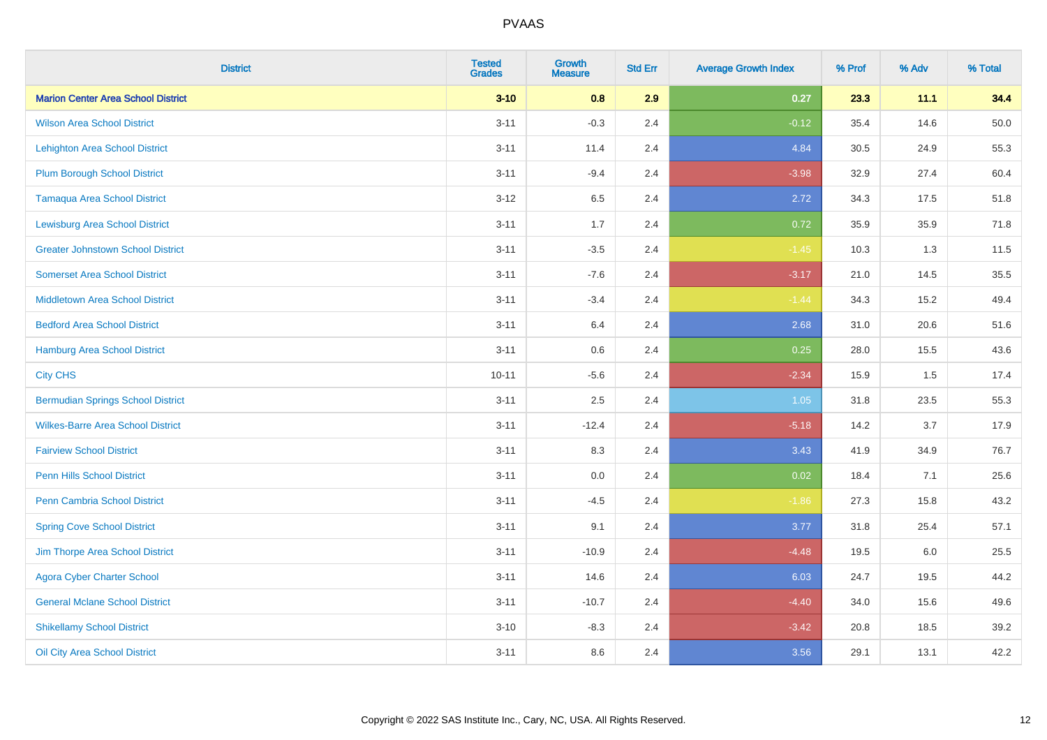# PVAAS

| District | Tested Grades | Growth Measure | Std Err | Average Growth Index | % Prof | % Adv | % Total |
|---|---|---|---|---|---|---|---|
| **Marion Center Area School District** | **3-10** | **0.8** | **2.9** | **0.27** | **23.3** | **11.1** | **34.4** |
| Wilson Area School District | 3-11 | -0.3 | 2.4 | -0.12 | 35.4 | 14.6 | 50.0 |
| Lehighton Area School District | 3-11 | 11.4 | 2.4 | 4.84 | 30.5 | 24.9 | 55.3 |
| Plum Borough School District | 3-11 | -9.4 | 2.4 | -3.98 | 32.9 | 27.4 | 60.4 |
| Tamaqua Area School District | 3-12 | 6.5 | 2.4 | 2.72 | 34.3 | 17.5 | 51.8 |
| Lewisburg Area School District | 3-11 | 1.7 | 2.4 | 0.72 | 35.9 | 35.9 | 71.8 |
| Greater Johnstown School District | 3-11 | -3.5 | 2.4 | -1.45 | 10.3 | 1.3 | 11.5 |
| Somerset Area School District | 3-11 | -7.6 | 2.4 | -3.17 | 21.0 | 14.5 | 35.5 |
| Middletown Area School District | 3-11 | -3.4 | 2.4 | -1.44 | 34.3 | 15.2 | 49.4 |
| Bedford Area School District | 3-11 | 6.4 | 2.4 | 2.68 | 31.0 | 20.6 | 51.6 |
| Hamburg Area School District | 3-11 | 0.6 | 2.4 | 0.25 | 28.0 | 15.5 | 43.6 |
| City CHS | 10-11 | -5.6 | 2.4 | -2.34 | 15.9 | 1.5 | 17.4 |
| Bermudian Springs School District | 3-11 | 2.5 | 2.4 | 1.05 | 31.8 | 23.5 | 55.3 |
| Wilkes-Barre Area School District | 3-11 | -12.4 | 2.4 | -5.18 | 14.2 | 3.7 | 17.9 |
| Fairview School District | 3-11 | 8.3 | 2.4 | 3.43 | 41.9 | 34.9 | 76.7 |
| Penn Hills School District | 3-11 | 0.0 | 2.4 | 0.02 | 18.4 | 7.1 | 25.6 |
| Penn Cambria School District | 3-11 | -4.5 | 2.4 | -1.86 | 27.3 | 15.8 | 43.2 |
| Spring Cove School District | 3-11 | 9.1 | 2.4 | 3.77 | 31.8 | 25.4 | 57.1 |
| Jim Thorpe Area School District | 3-11 | -10.9 | 2.4 | -4.48 | 19.5 | 6.0 | 25.5 |
| Agora Cyber Charter School | 3-11 | 14.6 | 2.4 | 6.03 | 24.7 | 19.5 | 44.2 |
| General Mclane School District | 3-11 | -10.7 | 2.4 | -4.40 | 34.0 | 15.6 | 49.6 |
| Shikellamy School District | 3-10 | -8.3 | 2.4 | -3.42 | 20.8 | 18.5 | 39.2 |
| Oil City Area School District | 3-11 | 8.6 | 2.4 | 3.56 | 29.1 | 13.1 | 42.2 |

Copyright © 2022 SAS Institute Inc., Cary, NC, USA. All Rights Reserved.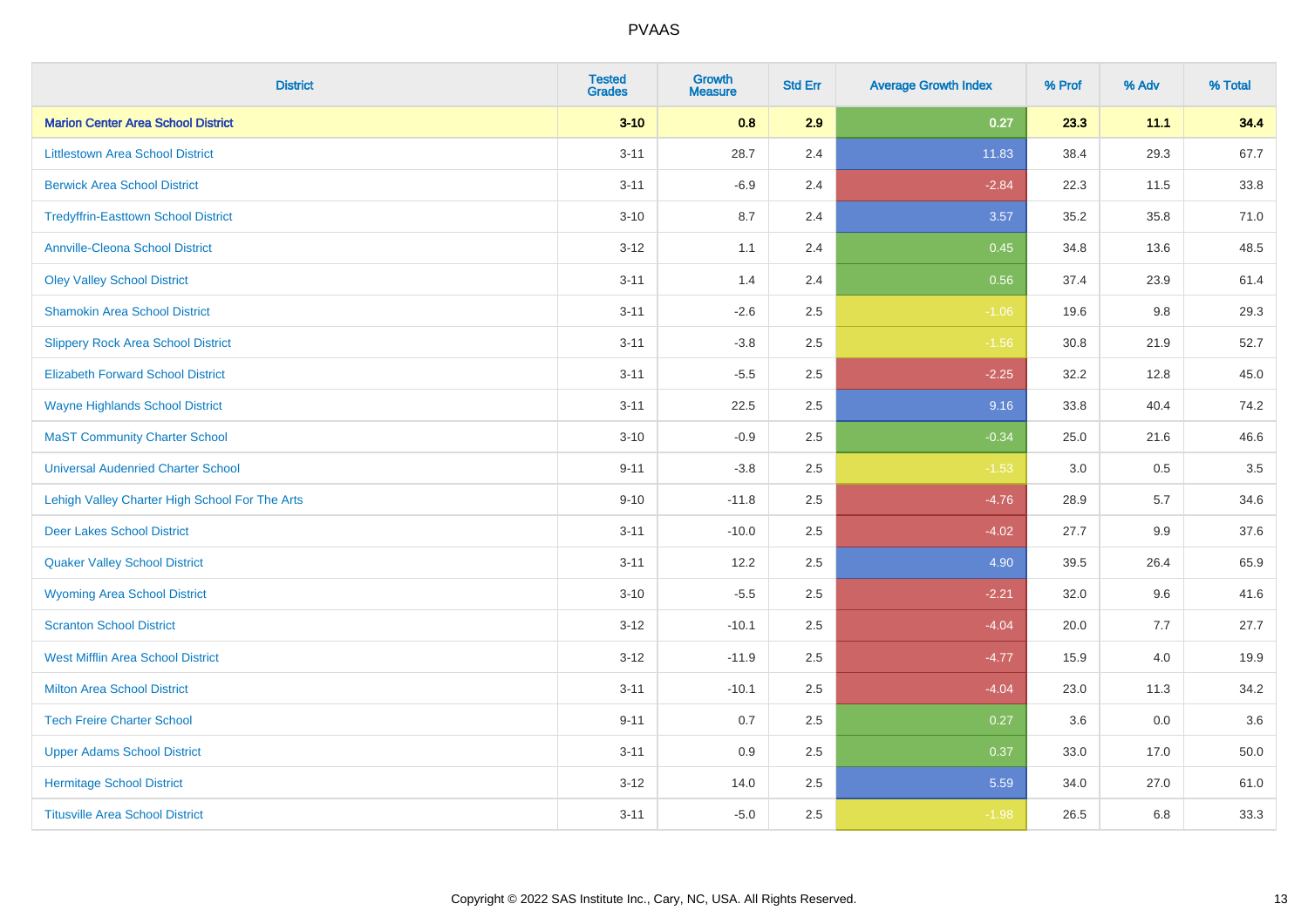# PVAAS

| District | Tested Grades | Growth Measure | Std Err | Average Growth Index | % Prof | % Adv | % Total |
|---|---|---|---|---|---|---|---|
| **Marion Center Area School District** | **3-10** | **0.8** | **2.9** | **0.27** | **23.3** | **11.1** | **34.4** |
| Littlestown Area School District | 3-11 | 28.7 | 2.4 | 11.83 | 38.4 | 29.3 | 67.7 |
| Berwick Area School District | 3-11 | -6.9 | 2.4 | -2.84 | 22.3 | 11.5 | 33.8 |
| Tredyffrin-Easttown School District | 3-10 | 8.7 | 2.4 | 3.57 | 35.2 | 35.8 | 71.0 |
| Annville-Cleona School District | 3-12 | 1.1 | 2.4 | 0.45 | 34.8 | 13.6 | 48.5 |
| Oley Valley School District | 3-11 | 1.4 | 2.4 | 0.56 | 37.4 | 23.9 | 61.4 |
| Shamokin Area School District | 3-11 | -2.6 | 2.5 | -1.06 | 19.6 | 9.8 | 29.3 |
| Slippery Rock Area School District | 3-11 | -3.8 | 2.5 | -1.56 | 30.8 | 21.9 | 52.7 |
| Elizabeth Forward School District | 3-11 | -5.5 | 2.5 | -2.25 | 32.2 | 12.8 | 45.0 |
| Wayne Highlands School District | 3-11 | 22.5 | 2.5 | 9.16 | 33.8 | 40.4 | 74.2 |
| MaST Community Charter School | 3-10 | -0.9 | 2.5 | -0.34 | 25.0 | 21.6 | 46.6 |
| Universal Audenried Charter School | 9-11 | -3.8 | 2.5 | -1.53 | 3.0 | 0.5 | 3.5 |
| Lehigh Valley Charter High School For The Arts | 9-10 | -11.8 | 2.5 | -4.76 | 28.9 | 5.7 | 34.6 |
| Deer Lakes School District | 3-11 | -10.0 | 2.5 | -4.02 | 27.7 | 9.9 | 37.6 |
| Quaker Valley School District | 3-11 | 12.2 | 2.5 | 4.90 | 39.5 | 26.4 | 65.9 |
| Wyoming Area School District | 3-10 | -5.5 | 2.5 | -2.21 | 32.0 | 9.6 | 41.6 |
| Scranton School District | 3-12 | -10.1 | 2.5 | -4.04 | 20.0 | 7.7 | 27.7 |
| West Mifflin Area School District | 3-12 | -11.9 | 2.5 | -4.77 | 15.9 | 4.0 | 19.9 |
| Milton Area School District | 3-11 | -10.1 | 2.5 | -4.04 | 23.0 | 11.3 | 34.2 |
| Tech Freire Charter School | 9-11 | 0.7 | 2.5 | 0.27 | 3.6 | 0.0 | 3.6 |
| Upper Adams School District | 3-11 | 0.9 | 2.5 | 0.37 | 33.0 | 17.0 | 50.0 |
| Hermitage School District | 3-12 | 14.0 | 2.5 | 5.59 | 34.0 | 27.0 | 61.0 |
| Titusville Area School District | 3-11 | -5.0 | 2.5 | -1.98 | 26.5 | 6.8 | 33.3 |

Copyright © 2022 SAS Institute Inc., Cary, NC, USA. All Rights Reserved.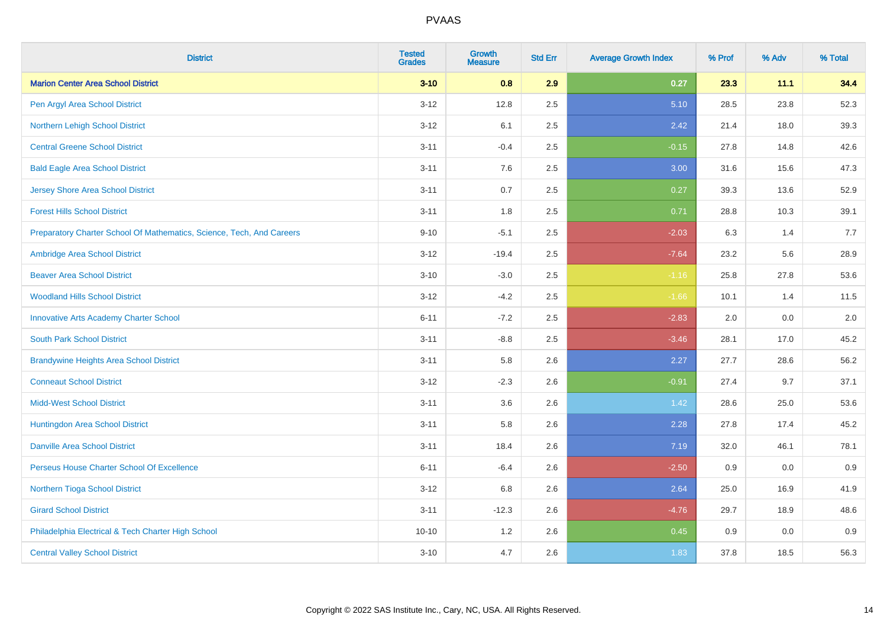| District | Tested Grades | Growth Measure | Std Err | Average Growth Index | % Prof | % Adv | % Total |
|---|---|---|---|---|---|---|---|
| **Marion Center Area School District** | **3-10** | **0.8** | **2.9** | **0.27** | **23.3** | **11.1** | **34.4** |
| Pen Argyl Area School District | 3-12 | 12.8 | 2.5 | 5.10 | 28.5 | 23.8 | 52.3 |
| Northern Lehigh School District | 3-12 | 6.1 | 2.5 | 2.42 | 21.4 | 18.0 | 39.3 |
| Central Greene School District | 3-11 | -0.4 | 2.5 | -0.15 | 27.8 | 14.8 | 42.6 |
| Bald Eagle Area School District | 3-11 | 7.6 | 2.5 | 3.00 | 31.6 | 15.6 | 47.3 |
| Jersey Shore Area School District | 3-11 | 0.7 | 2.5 | 0.27 | 39.3 | 13.6 | 52.9 |
| Forest Hills School District | 3-11 | 1.8 | 2.5 | 0.71 | 28.8 | 10.3 | 39.1 |
| Preparatory Charter School Of Mathematics, Science, Tech, And Careers | 9-10 | -5.1 | 2.5 | -2.03 | 6.3 | 1.4 | 7.7 |
| Ambridge Area School District | 3-12 | -19.4 | 2.5 | -7.64 | 23.2 | 5.6 | 28.9 |
| Beaver Area School District | 3-10 | -3.0 | 2.5 | -1.16 | 25.8 | 27.8 | 53.6 |
| Woodland Hills School District | 3-12 | -4.2 | 2.5 | -1.66 | 10.1 | 1.4 | 11.5 |
| Innovative Arts Academy Charter School | 6-11 | -7.2 | 2.5 | -2.83 | 2.0 | 0.0 | 2.0 |
| South Park School District | 3-11 | -8.8 | 2.5 | -3.46 | 28.1 | 17.0 | 45.2 |
| Brandywine Heights Area School District | 3-11 | 5.8 | 2.6 | 2.27 | 27.7 | 28.6 | 56.2 |
| Conneaut School District | 3-12 | -2.3 | 2.6 | -0.91 | 27.4 | 9.7 | 37.1 |
| Midd-West School District | 3-11 | 3.6 | 2.6 | 1.42 | 28.6 | 25.0 | 53.6 |
| Huntingdon Area School District | 3-11 | 5.8 | 2.6 | 2.28 | 27.8 | 17.4 | 45.2 |
| Danville Area School District | 3-11 | 18.4 | 2.6 | 7.19 | 32.0 | 46.1 | 78.1 |
| Perseus House Charter School Of Excellence | 6-11 | -6.4 | 2.6 | -2.50 | 0.9 | 0.0 | 0.9 |
| Northern Tioga School District | 3-12 | 6.8 | 2.6 | 2.64 | 25.0 | 16.9 | 41.9 |
| Girard School District | 3-11 | -12.3 | 2.6 | -4.76 | 29.7 | 18.9 | 48.6 |
| Philadelphia Electrical & Tech Charter High School | 10-10 | 1.2 | 2.6 | 0.45 | 0.9 | 0.0 | 0.9 |
| Central Valley School District | 3-10 | 4.7 | 2.6 | 1.83 | 37.8 | 18.5 | 56.3 |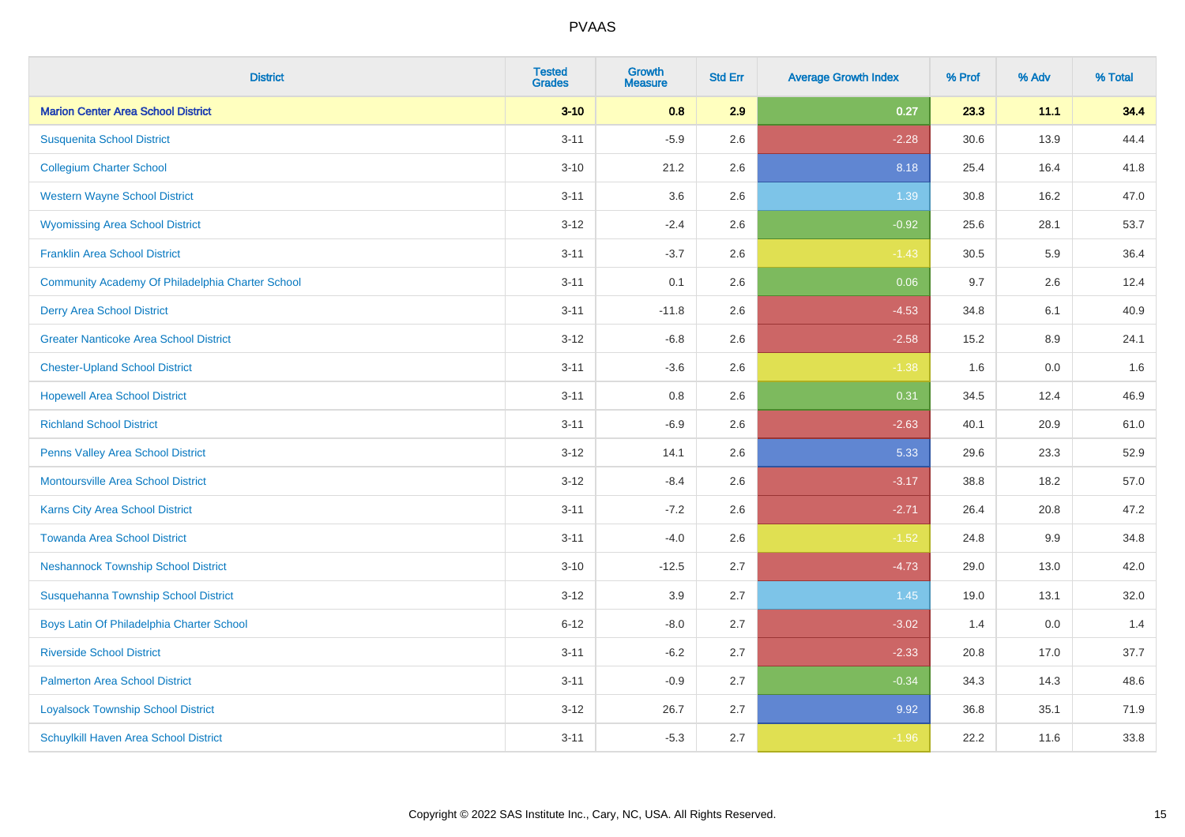# PVAAS

| District | Tested Grades | Growth Measure | Std Err | Average Growth Index | % Prof | % Adv | % Total |
|---|---|---|---|---|---|---|---|
| **Marion Center Area School District** | **3-10** | **0.8** | **2.9** | **0.27** | **23.3** | **11.1** | **34.4** |
| Susquenita School District | 3-11 | -5.9 | 2.6 | -2.28 | 30.6 | 13.9 | 44.4 |
| Collegium Charter School | 3-10 | 21.2 | 2.6 | 8.18 | 25.4 | 16.4 | 41.8 |
| Western Wayne School District | 3-11 | 3.6 | 2.6 | 1.39 | 30.8 | 16.2 | 47.0 |
| Wyomissing Area School District | 3-12 | -2.4 | 2.6 | -0.92 | 25.6 | 28.1 | 53.7 |
| Franklin Area School District | 3-11 | -3.7 | 2.6 | -1.43 | 30.5 | 5.9 | 36.4 |
| Community Academy Of Philadelphia Charter School | 3-11 | 0.1 | 2.6 | 0.06 | 9.7 | 2.6 | 12.4 |
| Derry Area School District | 3-11 | -11.8 | 2.6 | -4.53 | 34.8 | 6.1 | 40.9 |
| Greater Nanticoke Area School District | 3-12 | -6.8 | 2.6 | -2.58 | 15.2 | 8.9 | 24.1 |
| Chester-Upland School District | 3-11 | -3.6 | 2.6 | -1.38 | 1.6 | 0.0 | 1.6 |
| Hopewell Area School District | 3-11 | 0.8 | 2.6 | 0.31 | 34.5 | 12.4 | 46.9 |
| Richland School District | 3-11 | -6.9 | 2.6 | -2.63 | 40.1 | 20.9 | 61.0 |
| Penns Valley Area School District | 3-12 | 14.1 | 2.6 | 5.33 | 29.6 | 23.3 | 52.9 |
| Montoursville Area School District | 3-12 | -8.4 | 2.6 | -3.17 | 38.8 | 18.2 | 57.0 |
| Karns City Area School District | 3-11 | -7.2 | 2.6 | -2.71 | 26.4 | 20.8 | 47.2 |
| Towanda Area School District | 3-11 | -4.0 | 2.6 | -1.52 | 24.8 | 9.9 | 34.8 |
| Neshannock Township School District | 3-10 | -12.5 | 2.7 | -4.73 | 29.0 | 13.0 | 42.0 |
| Susquehanna Township School District | 3-12 | 3.9 | 2.7 | 1.45 | 19.0 | 13.1 | 32.0 |
| Boys Latin Of Philadelphia Charter School | 6-12 | -8.0 | 2.7 | -3.02 | 1.4 | 0.0 | 1.4 |
| Riverside School District | 3-11 | -6.2 | 2.7 | -2.33 | 20.8 | 17.0 | 37.7 |
| Palmerton Area School District | 3-11 | -0.9 | 2.7 | -0.34 | 34.3 | 14.3 | 48.6 |
| Loyalsock Township School District | 3-12 | 26.7 | 2.7 | 9.92 | 36.8 | 35.1 | 71.9 |
| Schuylkill Haven Area School District | 3-11 | -5.3 | 2.7 | -1.96 | 22.2 | 11.6 | 33.8 |

Copyright © 2022 SAS Institute Inc., Cary, NC, USA. All Rights Reserved.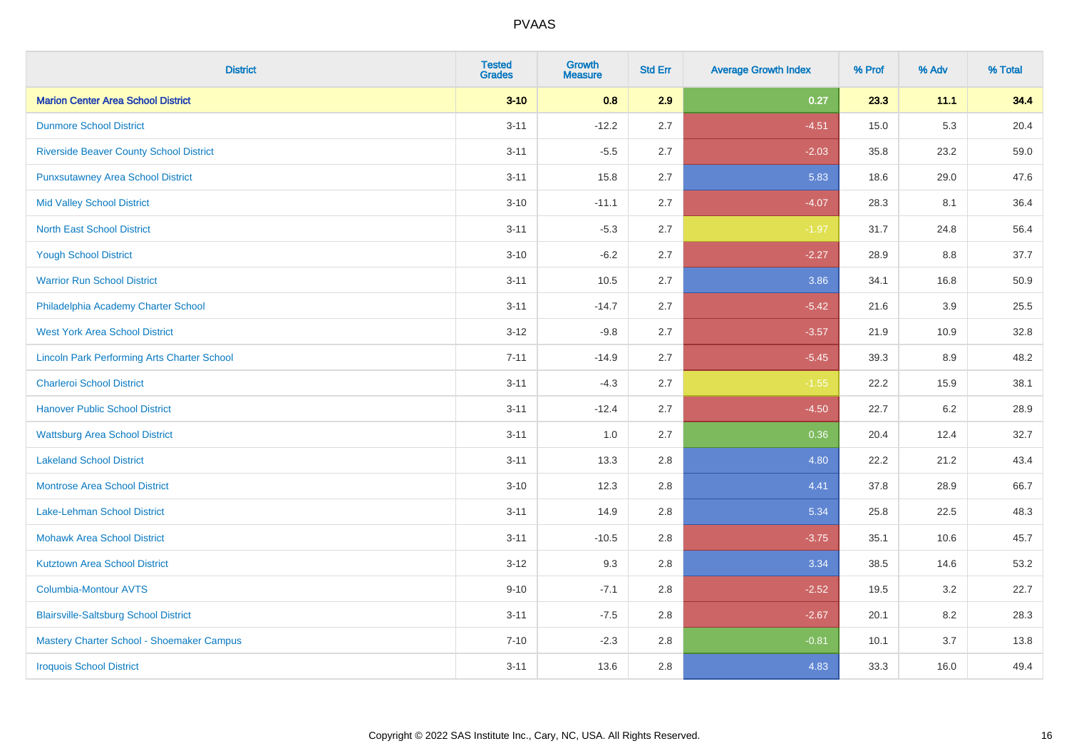| District | Tested Grades | Growth Measure | Std Err | Average Growth Index | % Prof | % Adv | % Total |
|---|---|---|---|---|---|---|---|
| **Marion Center Area School District** | **3-10** | **0.8** | **2.9** | **0.27** | **23.3** | **11.1** | **34.4** |
| Dunmore School District | 3-11 | -12.2 | 2.7 | -4.51 | 15.0 | 5.3 | 20.4 |
| Riverside Beaver County School District | 3-11 | -5.5 | 2.7 | -2.03 | 35.8 | 23.2 | 59.0 |
| Punxsutawney Area School District | 3-11 | 15.8 | 2.7 | 5.83 | 18.6 | 29.0 | 47.6 |
| Mid Valley School District | 3-10 | -11.1 | 2.7 | -4.07 | 28.3 | 8.1 | 36.4 |
| North East School District | 3-11 | -5.3 | 2.7 | -1.97 | 31.7 | 24.8 | 56.4 |
| Yough School District | 3-10 | -6.2 | 2.7 | -2.27 | 28.9 | 8.8 | 37.7 |
| Warrior Run School District | 3-11 | 10.5 | 2.7 | 3.86 | 34.1 | 16.8 | 50.9 |
| Philadelphia Academy Charter School | 3-11 | -14.7 | 2.7 | -5.42 | 21.6 | 3.9 | 25.5 |
| West York Area School District | 3-12 | -9.8 | 2.7 | -3.57 | 21.9 | 10.9 | 32.8 |
| Lincoln Park Performing Arts Charter School | 7-11 | -14.9 | 2.7 | -5.45 | 39.3 | 8.9 | 48.2 |
| Charleroi School District | 3-11 | -4.3 | 2.7 | -1.55 | 22.2 | 15.9 | 38.1 |
| Hanover Public School District | 3-11 | -12.4 | 2.7 | -4.50 | 22.7 | 6.2 | 28.9 |
| Wattsburg Area School District | 3-11 | 1.0 | 2.7 | 0.36 | 20.4 | 12.4 | 32.7 |
| Lakeland School District | 3-11 | 13.3 | 2.8 | 4.80 | 22.2 | 21.2 | 43.4 |
| Montrose Area School District | 3-10 | 12.3 | 2.8 | 4.41 | 37.8 | 28.9 | 66.7 |
| Lake-Lehman School District | 3-11 | 14.9 | 2.8 | 5.34 | 25.8 | 22.5 | 48.3 |
| Mohawk Area School District | 3-11 | -10.5 | 2.8 | -3.75 | 35.1 | 10.6 | 45.7 |
| Kutztown Area School District | 3-12 | 9.3 | 2.8 | 3.34 | 38.5 | 14.6 | 53.2 |
| Columbia-Montour AVTS | 9-10 | -7.1 | 2.8 | -2.52 | 19.5 | 3.2 | 22.7 |
| Blairsville-Saltsburg School District | 3-11 | -7.5 | 2.8 | -2.67 | 20.1 | 8.2 | 28.3 |
| Mastery Charter School - Shoemaker Campus | 7-10 | -2.3 | 2.8 | -0.81 | 10.1 | 3.7 | 13.8 |
| Iroquois School District | 3-11 | 13.6 | 2.8 | 4.83 | 33.3 | 16.0 | 49.4 |

Copyright © 2022 SAS Institute Inc., Cary, NC, USA. All Rights Reserved.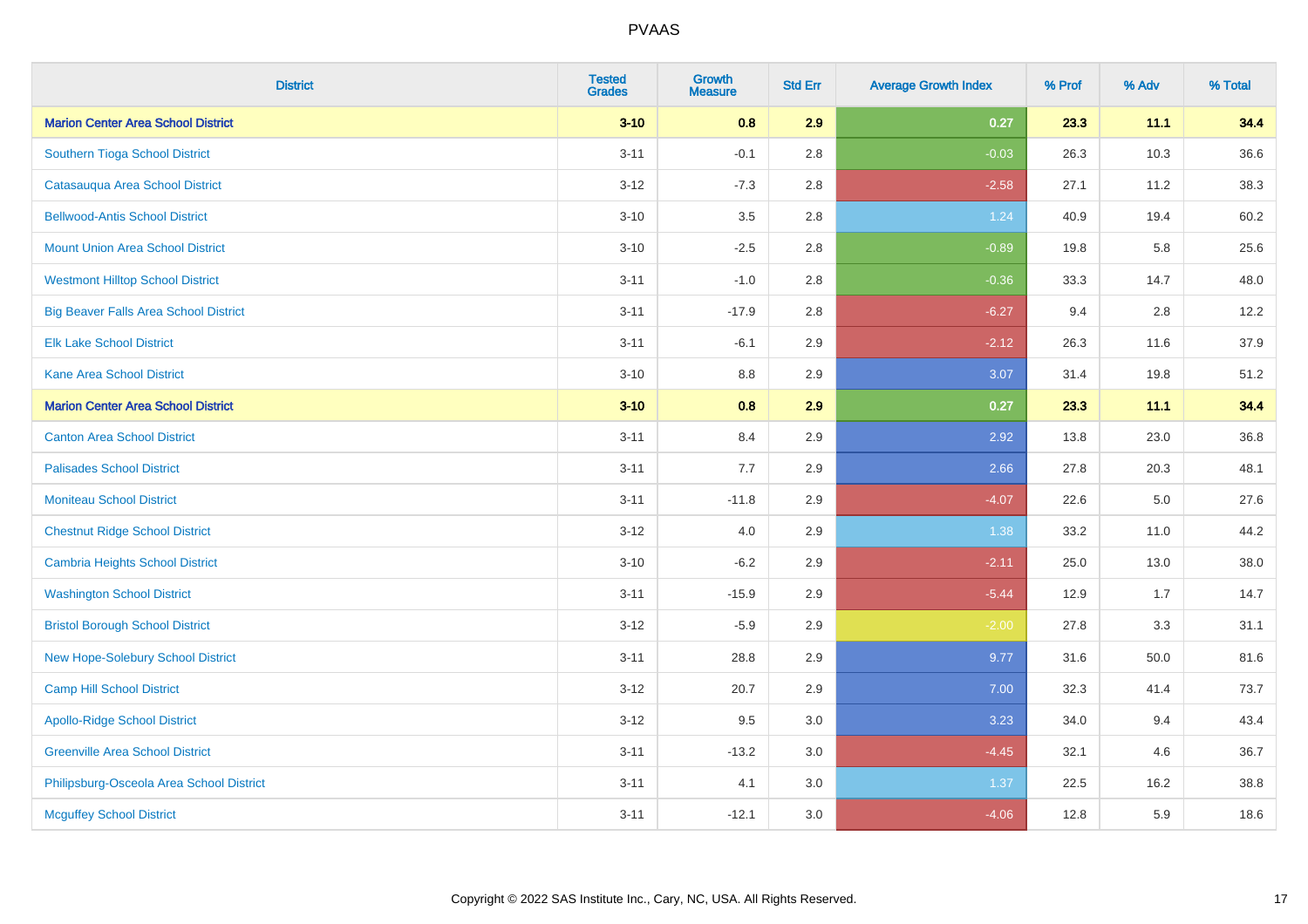# PVAAS

| District | Tested Grades | Growth Measure | Std Err | Average Growth Index | % Prof | % Adv | % Total |
|---|---|---|---|---|---|---|---|
| **Marion Center Area School District** | **3-10** | **0.8** | **2.9** | **0.27** | **23.3** | **11.1** | **34.4** |
| Southern Tioga School District | 3-11 | -0.1 | 2.8 | -0.03 | 26.3 | 10.3 | 36.6 |
| Catasauqua Area School District | 3-12 | -7.3 | 2.8 | -2.58 | 27.1 | 11.2 | 38.3 |
| Bellwood-Antis School District | 3-10 | 3.5 | 2.8 | 1.24 | 40.9 | 19.4 | 60.2 |
| Mount Union Area School District | 3-10 | -2.5 | 2.8 | -0.89 | 19.8 | 5.8 | 25.6 |
| Westmont Hilltop School District | 3-11 | -1.0 | 2.8 | -0.36 | 33.3 | 14.7 | 48.0 |
| Big Beaver Falls Area School District | 3-11 | -17.9 | 2.8 | -6.27 | 9.4 | 2.8 | 12.2 |
| Elk Lake School District | 3-11 | -6.1 | 2.9 | -2.12 | 26.3 | 11.6 | 37.9 |
| Kane Area School District | 3-10 | 8.8 | 2.9 | 3.07 | 31.4 | 19.8 | 51.2 |
| **Marion Center Area School District** | **3-10** | **0.8** | **2.9** | **0.27** | **23.3** | **11.1** | **34.4** |
| Canton Area School District | 3-11 | 8.4 | 2.9 | 2.92 | 13.8 | 23.0 | 36.8 |
| Palisades School District | 3-11 | 7.7 | 2.9 | 2.66 | 27.8 | 20.3 | 48.1 |
| Moniteau School District | 3-11 | -11.8 | 2.9 | -4.07 | 22.6 | 5.0 | 27.6 |
| Chestnut Ridge School District | 3-12 | 4.0 | 2.9 | 1.38 | 33.2 | 11.0 | 44.2 |
| Cambria Heights School District | 3-10 | -6.2 | 2.9 | -2.11 | 25.0 | 13.0 | 38.0 |
| Washington School District | 3-11 | -15.9 | 2.9 | -5.44 | 12.9 | 1.7 | 14.7 |
| Bristol Borough School District | 3-12 | -5.9 | 2.9 | -2.00 | 27.8 | 3.3 | 31.1 |
| New Hope-Solebury School District | 3-11 | 28.8 | 2.9 | 9.77 | 31.6 | 50.0 | 81.6 |
| Camp Hill School District | 3-12 | 20.7 | 2.9 | 7.00 | 32.3 | 41.4 | 73.7 |
| Apollo-Ridge School District | 3-12 | 9.5 | 3.0 | 3.23 | 34.0 | 9.4 | 43.4 |
| Greenville Area School District | 3-11 | -13.2 | 3.0 | -4.45 | 32.1 | 4.6 | 36.7 |
| Philipsburg-Osceola Area School District | 3-11 | 4.1 | 3.0 | 1.37 | 22.5 | 16.2 | 38.8 |
| Mcguffey School District | 3-11 | -12.1 | 3.0 | -4.06 | 12.8 | 5.9 | 18.6 |

Copyright © 2022 SAS Institute Inc., Cary, NC, USA. All Rights Reserved.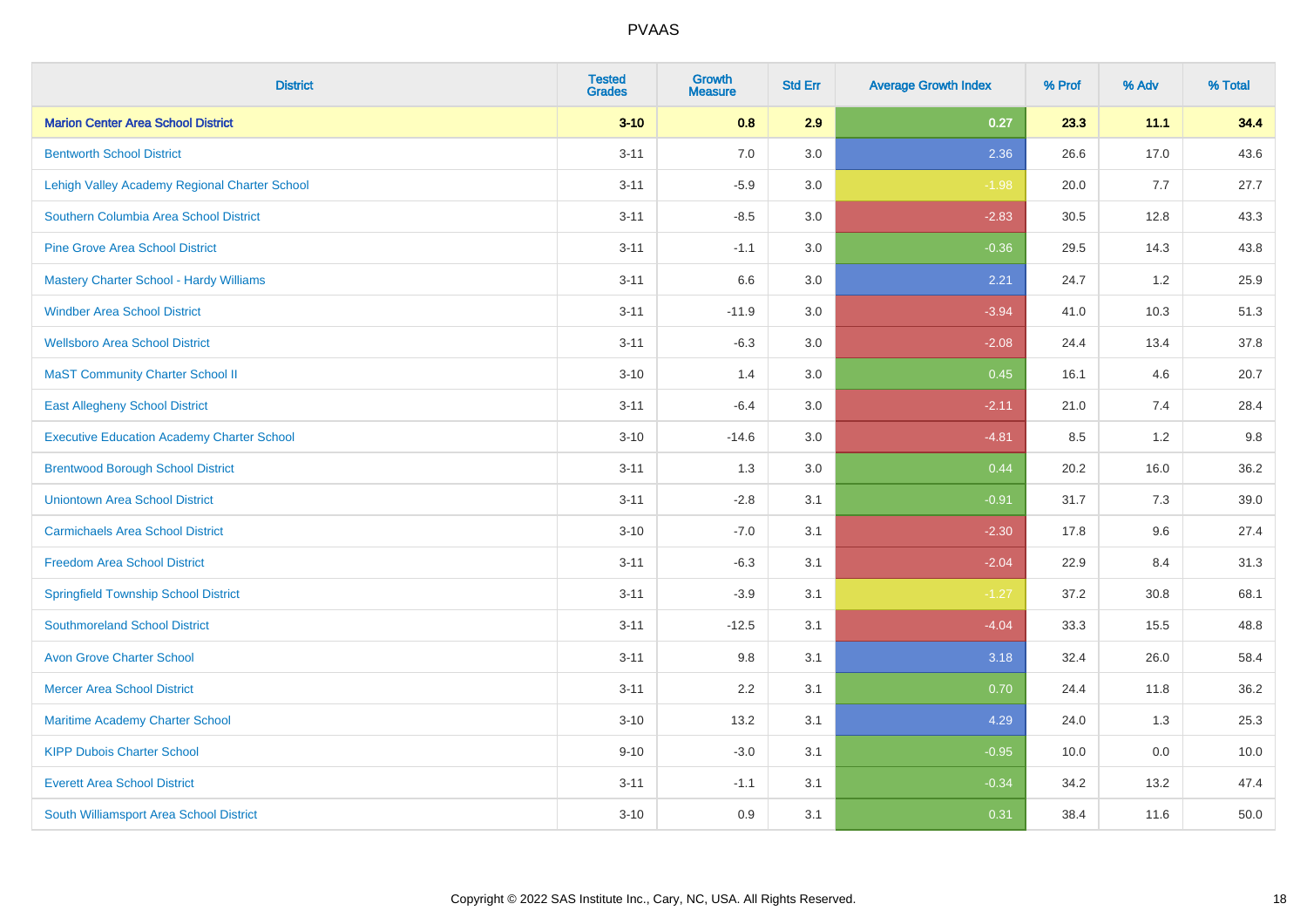# PVAAS

| District | Tested Grades | Growth Measure | Std Err | Average Growth Index | % Prof | % Adv | % Total |
|---|---|---|---|---|---|---|---|
| **Marion Center Area School District** | **3-10** | **0.8** | **2.9** | **0.27** | **23.3** | **11.1** | **34.4** |
| Bentworth School District | 3-11 | 7.0 | 3.0 | 2.36 | 26.6 | 17.0 | 43.6 |
| Lehigh Valley Academy Regional Charter School | 3-11 | -5.9 | 3.0 | -1.98 | 20.0 | 7.7 | 27.7 |
| Southern Columbia Area School District | 3-11 | -8.5 | 3.0 | -2.83 | 30.5 | 12.8 | 43.3 |
| Pine Grove Area School District | 3-11 | -1.1 | 3.0 | -0.36 | 29.5 | 14.3 | 43.8 |
| Mastery Charter School - Hardy Williams | 3-11 | 6.6 | 3.0 | 2.21 | 24.7 | 1.2 | 25.9 |
| Windber Area School District | 3-11 | -11.9 | 3.0 | -3.94 | 41.0 | 10.3 | 51.3 |
| Wellsboro Area School District | 3-11 | -6.3 | 3.0 | -2.08 | 24.4 | 13.4 | 37.8 |
| MaST Community Charter School II | 3-10 | 1.4 | 3.0 | 0.45 | 16.1 | 4.6 | 20.7 |
| East Allegheny School District | 3-11 | -6.4 | 3.0 | -2.11 | 21.0 | 7.4 | 28.4 |
| Executive Education Academy Charter School | 3-10 | -14.6 | 3.0 | -4.81 | 8.5 | 1.2 | 9.8 |
| Brentwood Borough School District | 3-11 | 1.3 | 3.0 | 0.44 | 20.2 | 16.0 | 36.2 |
| Uniontown Area School District | 3-11 | -2.8 | 3.1 | -0.91 | 31.7 | 7.3 | 39.0 |
| Carmichaels Area School District | 3-10 | -7.0 | 3.1 | -2.30 | 17.8 | 9.6 | 27.4 |
| Freedom Area School District | 3-11 | -6.3 | 3.1 | -2.04 | 22.9 | 8.4 | 31.3 |
| Springfield Township School District | 3-11 | -3.9 | 3.1 | -1.27 | 37.2 | 30.8 | 68.1 |
| Southmoreland School District | 3-11 | -12.5 | 3.1 | -4.04 | 33.3 | 15.5 | 48.8 |
| Avon Grove Charter School | 3-11 | 9.8 | 3.1 | 3.18 | 32.4 | 26.0 | 58.4 |
| Mercer Area School District | 3-11 | 2.2 | 3.1 | 0.70 | 24.4 | 11.8 | 36.2 |
| Maritime Academy Charter School | 3-10 | 13.2 | 3.1 | 4.29 | 24.0 | 1.3 | 25.3 |
| KIPP Dubois Charter School | 9-10 | -3.0 | 3.1 | -0.95 | 10.0 | 0.0 | 10.0 |
| Everett Area School District | 3-11 | -1.1 | 3.1 | -0.34 | 34.2 | 13.2 | 47.4 |
| South Williamsport Area School District | 3-10 | 0.9 | 3.1 | 0.31 | 38.4 | 11.6 | 50.0 |

Copyright © 2022 SAS Institute Inc., Cary, NC, USA. All Rights Reserved.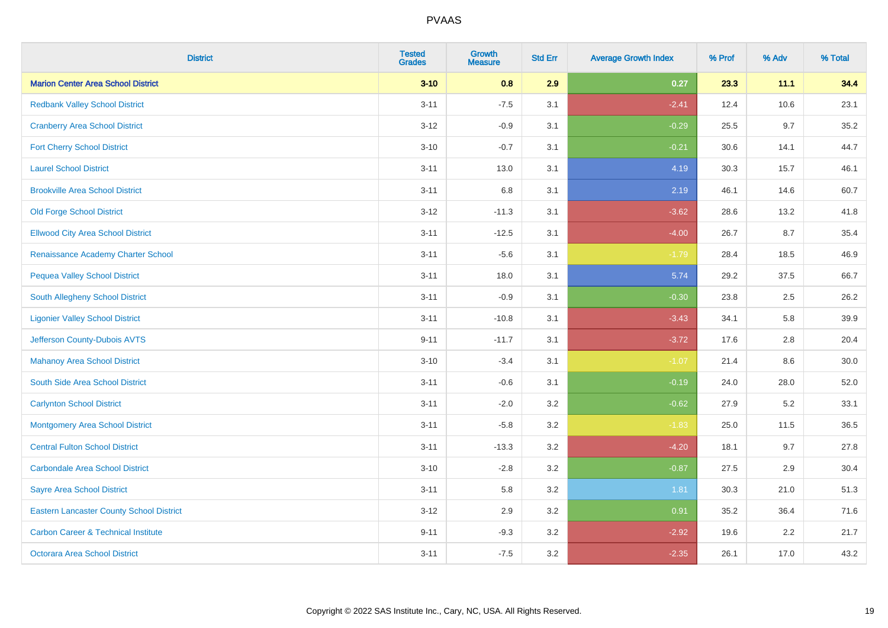# PVAAS

| District | Tested Grades | Growth Measure | Std Err | Average Growth Index | % Prof | % Adv | % Total |
|---|---|---|---|---|---|---|---|
| **Marion Center Area School District** | **3-10** | **0.8** | **2.9** | **0.27** | **23.3** | **11.1** | **34.4** |
| Redbank Valley School District | 3-11 | -7.5 | 3.1 | -2.41 | 12.4 | 10.6 | 23.1 |
| Cranberry Area School District | 3-12 | -0.9 | 3.1 | -0.29 | 25.5 | 9.7 | 35.2 |
| Fort Cherry School District | 3-10 | -0.7 | 3.1 | -0.21 | 30.6 | 14.1 | 44.7 |
| Laurel School District | 3-11 | 13.0 | 3.1 | 4.19 | 30.3 | 15.7 | 46.1 |
| Brookville Area School District | 3-11 | 6.8 | 3.1 | 2.19 | 46.1 | 14.6 | 60.7 |
| Old Forge School District | 3-12 | -11.3 | 3.1 | -3.62 | 28.6 | 13.2 | 41.8 |
| Ellwood City Area School District | 3-11 | -12.5 | 3.1 | -4.00 | 26.7 | 8.7 | 35.4 |
| Renaissance Academy Charter School | 3-11 | -5.6 | 3.1 | -1.79 | 28.4 | 18.5 | 46.9 |
| Pequea Valley School District | 3-11 | 18.0 | 3.1 | 5.74 | 29.2 | 37.5 | 66.7 |
| South Allegheny School District | 3-11 | -0.9 | 3.1 | -0.30 | 23.8 | 2.5 | 26.2 |
| Ligonier Valley School District | 3-11 | -10.8 | 3.1 | -3.43 | 34.1 | 5.8 | 39.9 |
| Jefferson County-Dubois AVTS | 9-11 | -11.7 | 3.1 | -3.72 | 17.6 | 2.8 | 20.4 |
| Mahanoy Area School District | 3-10 | -3.4 | 3.1 | -1.07 | 21.4 | 8.6 | 30.0 |
| South Side Area School District | 3-11 | -0.6 | 3.1 | -0.19 | 24.0 | 28.0 | 52.0 |
| Carlynton School District | 3-11 | -2.0 | 3.2 | -0.62 | 27.9 | 5.2 | 33.1 |
| Montgomery Area School District | 3-11 | -5.8 | 3.2 | -1.83 | 25.0 | 11.5 | 36.5 |
| Central Fulton School District | 3-11 | -13.3 | 3.2 | -4.20 | 18.1 | 9.7 | 27.8 |
| Carbondale Area School District | 3-10 | -2.8 | 3.2 | -0.87 | 27.5 | 2.9 | 30.4 |
| Sayre Area School District | 3-11 | 5.8 | 3.2 | 1.81 | 30.3 | 21.0 | 51.3 |
| Eastern Lancaster County School District | 3-12 | 2.9 | 3.2 | 0.91 | 35.2 | 36.4 | 71.6 |
| Carbon Career & Technical Institute | 9-11 | -9.3 | 3.2 | -2.92 | 19.6 | 2.2 | 21.7 |
| Octorara Area School District | 3-11 | -7.5 | 3.2 | -2.35 | 26.1 | 17.0 | 43.2 |

Copyright © 2022 SAS Institute Inc., Cary, NC, USA. All Rights Reserved.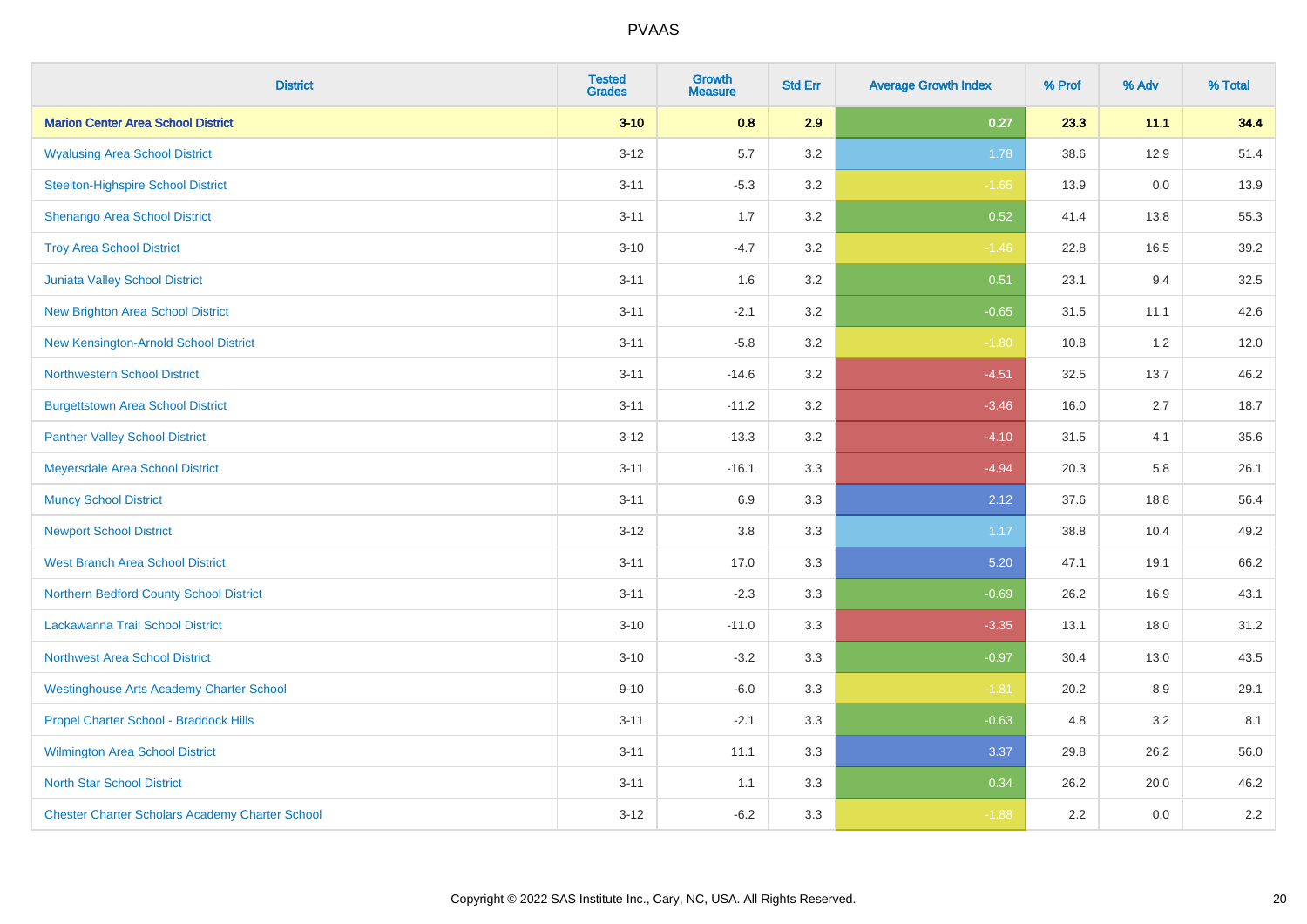| District | Tested Grades | Growth Measure | Std Err | Average Growth Index | % Prof | % Adv | % Total |
|---|---|---|---|---|---|---|---|
| **Marion Center Area School District** | **3-10** | **0.8** | **2.9** | **0.27** | **23.3** | **11.1** | **34.4** |
| Wyalusing Area School District | 3-12 | 5.7 | 3.2 | 1.78 | 38.6 | 12.9 | 51.4 |
| Steelton-Highspire School District | 3-11 | -5.3 | 3.2 | -1.65 | 13.9 | 0.0 | 13.9 |
| Shenango Area School District | 3-11 | 1.7 | 3.2 | 0.52 | 41.4 | 13.8 | 55.3 |
| Troy Area School District | 3-10 | -4.7 | 3.2 | -1.46 | 22.8 | 16.5 | 39.2 |
| Juniata Valley School District | 3-11 | 1.6 | 3.2 | 0.51 | 23.1 | 9.4 | 32.5 |
| New Brighton Area School District | 3-11 | -2.1 | 3.2 | -0.65 | 31.5 | 11.1 | 42.6 |
| New Kensington-Arnold School District | 3-11 | -5.8 | 3.2 | -1.80 | 10.8 | 1.2 | 12.0 |
| Northwestern School District | 3-11 | -14.6 | 3.2 | -4.51 | 32.5 | 13.7 | 46.2 |
| Burgettstown Area School District | 3-11 | -11.2 | 3.2 | -3.46 | 16.0 | 2.7 | 18.7 |
| Panther Valley School District | 3-12 | -13.3 | 3.2 | -4.10 | 31.5 | 4.1 | 35.6 |
| Meyersdale Area School District | 3-11 | -16.1 | 3.3 | -4.94 | 20.3 | 5.8 | 26.1 |
| Muncy School District | 3-11 | 6.9 | 3.3 | 2.12 | 37.6 | 18.8 | 56.4 |
| Newport School District | 3-12 | 3.8 | 3.3 | 1.17 | 38.8 | 10.4 | 49.2 |
| West Branch Area School District | 3-11 | 17.0 | 3.3 | 5.20 | 47.1 | 19.1 | 66.2 |
| Northern Bedford County School District | 3-11 | -2.3 | 3.3 | -0.69 | 26.2 | 16.9 | 43.1 |
| Lackawanna Trail School District | 3-10 | -11.0 | 3.3 | -3.35 | 13.1 | 18.0 | 31.2 |
| Northwest Area School District | 3-10 | -3.2 | 3.3 | -0.97 | 30.4 | 13.0 | 43.5 |
| Westinghouse Arts Academy Charter School | 9-10 | -6.0 | 3.3 | -1.81 | 20.2 | 8.9 | 29.1 |
| Propel Charter School - Braddock Hills | 3-11 | -2.1 | 3.3 | -0.63 | 4.8 | 3.2 | 8.1 |
| Wilmington Area School District | 3-11 | 11.1 | 3.3 | 3.37 | 29.8 | 26.2 | 56.0 |
| North Star School District | 3-11 | 1.1 | 3.3 | 0.34 | 26.2 | 20.0 | 46.2 |
| Chester Charter Scholars Academy Charter School | 3-12 | -6.2 | 3.3 | -1.88 | 2.2 | 0.0 | 2.2 |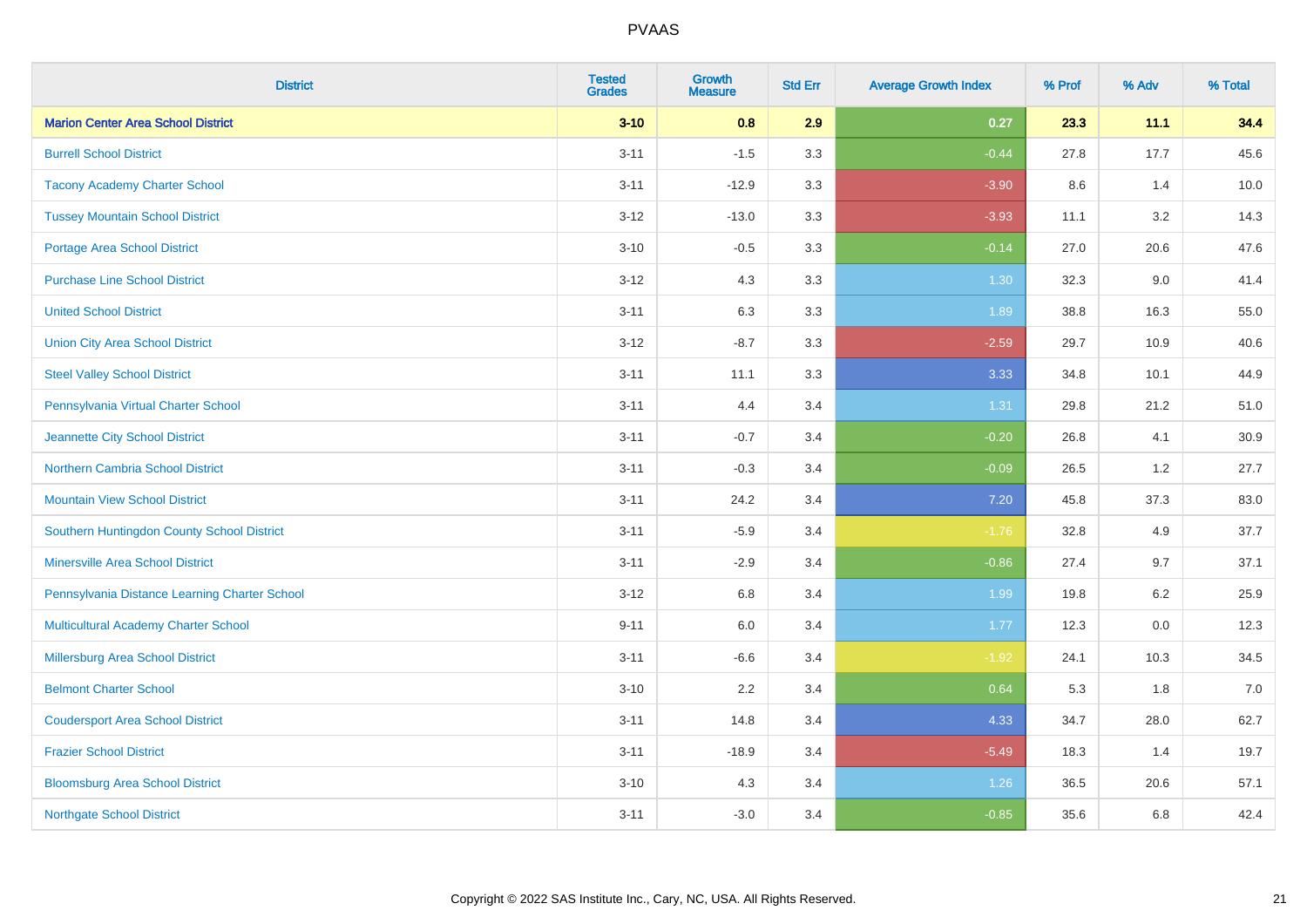| District | Tested Grades | Growth Measure | Std Err | Average Growth Index | % Prof | % Adv | % Total |
|---|---|---|---|---|---|---|---|
| **Marion Center Area School District** | **3-10** | **0.8** | **2.9** | **0.27** | **23.3** | **11.1** | **34.4** |
| Burrell School District | 3-11 | -1.5 | 3.3 | -0.44 | 27.8 | 17.7 | 45.6 |
| Tacony Academy Charter School | 3-11 | -12.9 | 3.3 | -3.90 | 8.6 | 1.4 | 10.0 |
| Tussey Mountain School District | 3-12 | -13.0 | 3.3 | -3.93 | 11.1 | 3.2 | 14.3 |
| Portage Area School District | 3-10 | -0.5 | 3.3 | -0.14 | 27.0 | 20.6 | 47.6 |
| Purchase Line School District | 3-12 | 4.3 | 3.3 | 1.30 | 32.3 | 9.0 | 41.4 |
| United School District | 3-11 | 6.3 | 3.3 | 1.89 | 38.8 | 16.3 | 55.0 |
| Union City Area School District | 3-12 | -8.7 | 3.3 | -2.59 | 29.7 | 10.9 | 40.6 |
| Steel Valley School District | 3-11 | 11.1 | 3.3 | 3.33 | 34.8 | 10.1 | 44.9 |
| Pennsylvania Virtual Charter School | 3-11 | 4.4 | 3.4 | 1.31 | 29.8 | 21.2 | 51.0 |
| Jeannette City School District | 3-11 | -0.7 | 3.4 | -0.20 | 26.8 | 4.1 | 30.9 |
| Northern Cambria School District | 3-11 | -0.3 | 3.4 | -0.09 | 26.5 | 1.2 | 27.7 |
| Mountain View School District | 3-11 | 24.2 | 3.4 | 7.20 | 45.8 | 37.3 | 83.0 |
| Southern Huntingdon County School District | 3-11 | -5.9 | 3.4 | -1.76 | 32.8 | 4.9 | 37.7 |
| Minersville Area School District | 3-11 | -2.9 | 3.4 | -0.86 | 27.4 | 9.7 | 37.1 |
| Pennsylvania Distance Learning Charter School | 3-12 | 6.8 | 3.4 | 1.99 | 19.8 | 6.2 | 25.9 |
| Multicultural Academy Charter School | 9-11 | 6.0 | 3.4 | 1.77 | 12.3 | 0.0 | 12.3 |
| Millersburg Area School District | 3-11 | -6.6 | 3.4 | -1.92 | 24.1 | 10.3 | 34.5 |
| Belmont Charter School | 3-10 | 2.2 | 3.4 | 0.64 | 5.3 | 1.8 | 7.0 |
| Coudersport Area School District | 3-11 | 14.8 | 3.4 | 4.33 | 34.7 | 28.0 | 62.7 |
| Frazier School District | 3-11 | -18.9 | 3.4 | -5.49 | 18.3 | 1.4 | 19.7 |
| Bloomsburg Area School District | 3-10 | 4.3 | 3.4 | 1.26 | 36.5 | 20.6 | 57.1 |
| Northgate School District | 3-11 | -3.0 | 3.4 | -0.85 | 35.6 | 6.8 | 42.4 |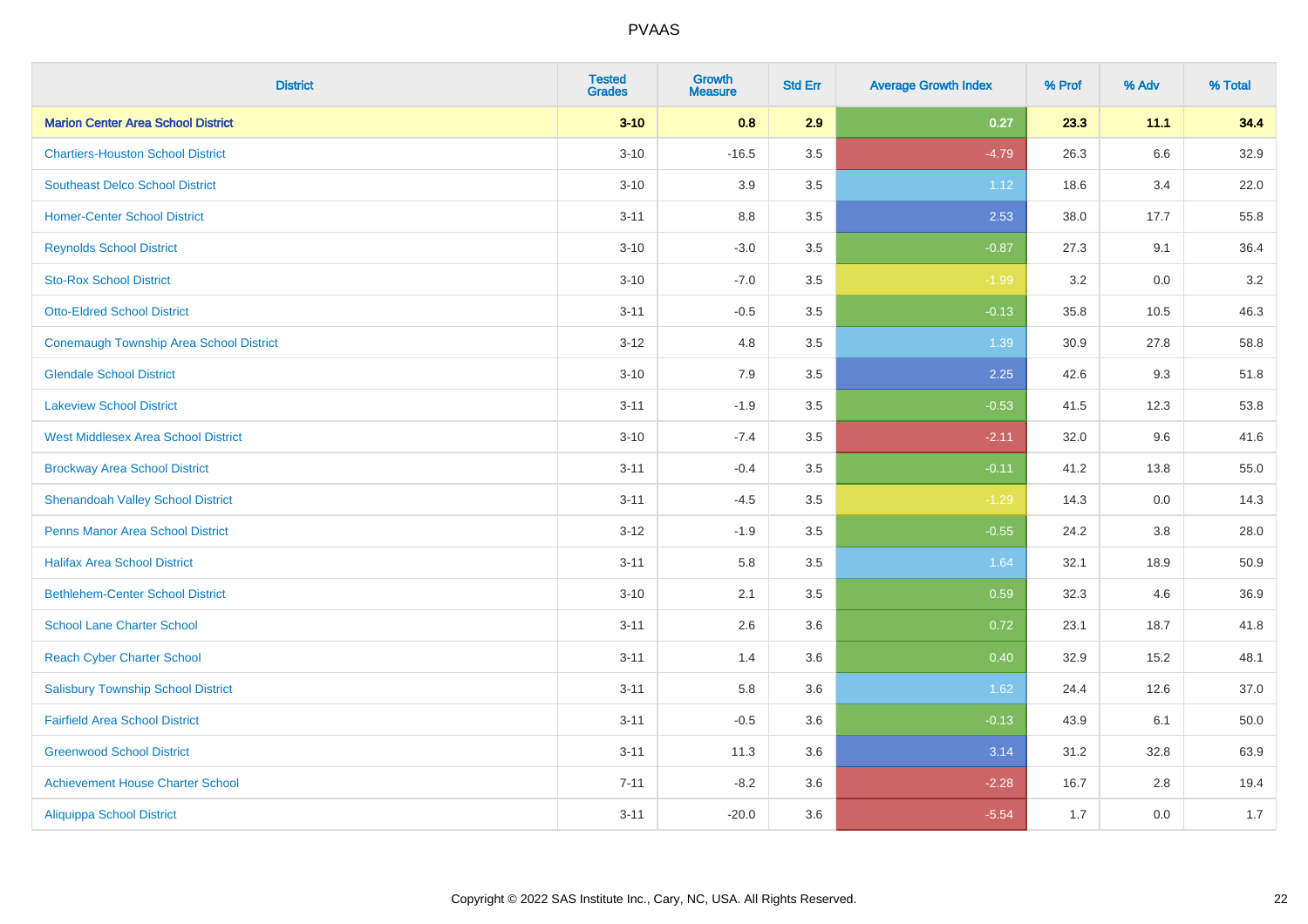# PVAAS

| District | Tested Grades | Growth Measure | Std Err | Average Growth Index | % Prof | % Adv | % Total |
|---|---|---|---|---|---|---|---|
| **Marion Center Area School District** | **3-10** | **0.8** | **2.9** | **0.27** | **23.3** | **11.1** | **34.4** |
| Chartiers-Houston School District | 3-10 | -16.5 | 3.5 | -4.79 | 26.3 | 6.6 | 32.9 |
| Southeast Delco School District | 3-10 | 3.9 | 3.5 | 1.12 | 18.6 | 3.4 | 22.0 |
| Homer-Center School District | 3-11 | 8.8 | 3.5 | 2.53 | 38.0 | 17.7 | 55.8 |
| Reynolds School District | 3-10 | -3.0 | 3.5 | -0.87 | 27.3 | 9.1 | 36.4 |
| Sto-Rox School District | 3-10 | -7.0 | 3.5 | -1.99 | 3.2 | 0.0 | 3.2 |
| Otto-Eldred School District | 3-11 | -0.5 | 3.5 | -0.13 | 35.8 | 10.5 | 46.3 |
| Conemaugh Township Area School District | 3-12 | 4.8 | 3.5 | 1.39 | 30.9 | 27.8 | 58.8 |
| Glendale School District | 3-10 | 7.9 | 3.5 | 2.25 | 42.6 | 9.3 | 51.8 |
| Lakeview School District | 3-11 | -1.9 | 3.5 | -0.53 | 41.5 | 12.3 | 53.8 |
| West Middlesex Area School District | 3-10 | -7.4 | 3.5 | -2.11 | 32.0 | 9.6 | 41.6 |
| Brockway Area School District | 3-11 | -0.4 | 3.5 | -0.11 | 41.2 | 13.8 | 55.0 |
| Shenandoah Valley School District | 3-11 | -4.5 | 3.5 | -1.29 | 14.3 | 0.0 | 14.3 |
| Penns Manor Area School District | 3-12 | -1.9 | 3.5 | -0.55 | 24.2 | 3.8 | 28.0 |
| Halifax Area School District | 3-11 | 5.8 | 3.5 | 1.64 | 32.1 | 18.9 | 50.9 |
| Bethlehem-Center School District | 3-10 | 2.1 | 3.5 | 0.59 | 32.3 | 4.6 | 36.9 |
| School Lane Charter School | 3-11 | 2.6 | 3.6 | 0.72 | 23.1 | 18.7 | 41.8 |
| Reach Cyber Charter School | 3-11 | 1.4 | 3.6 | 0.40 | 32.9 | 15.2 | 48.1 |
| Salisbury Township School District | 3-11 | 5.8 | 3.6 | 1.62 | 24.4 | 12.6 | 37.0 |
| Fairfield Area School District | 3-11 | -0.5 | 3.6 | -0.13 | 43.9 | 6.1 | 50.0 |
| Greenwood School District | 3-11 | 11.3 | 3.6 | 3.14 | 31.2 | 32.8 | 63.9 |
| Achievement House Charter School | 7-11 | -8.2 | 3.6 | -2.28 | 16.7 | 2.8 | 19.4 |
| Aliquippa School District | 3-11 | -20.0 | 3.6 | -5.54 | 1.7 | 0.0 | 1.7 |

Copyright © 2022 SAS Institute Inc., Cary, NC, USA. All Rights Reserved.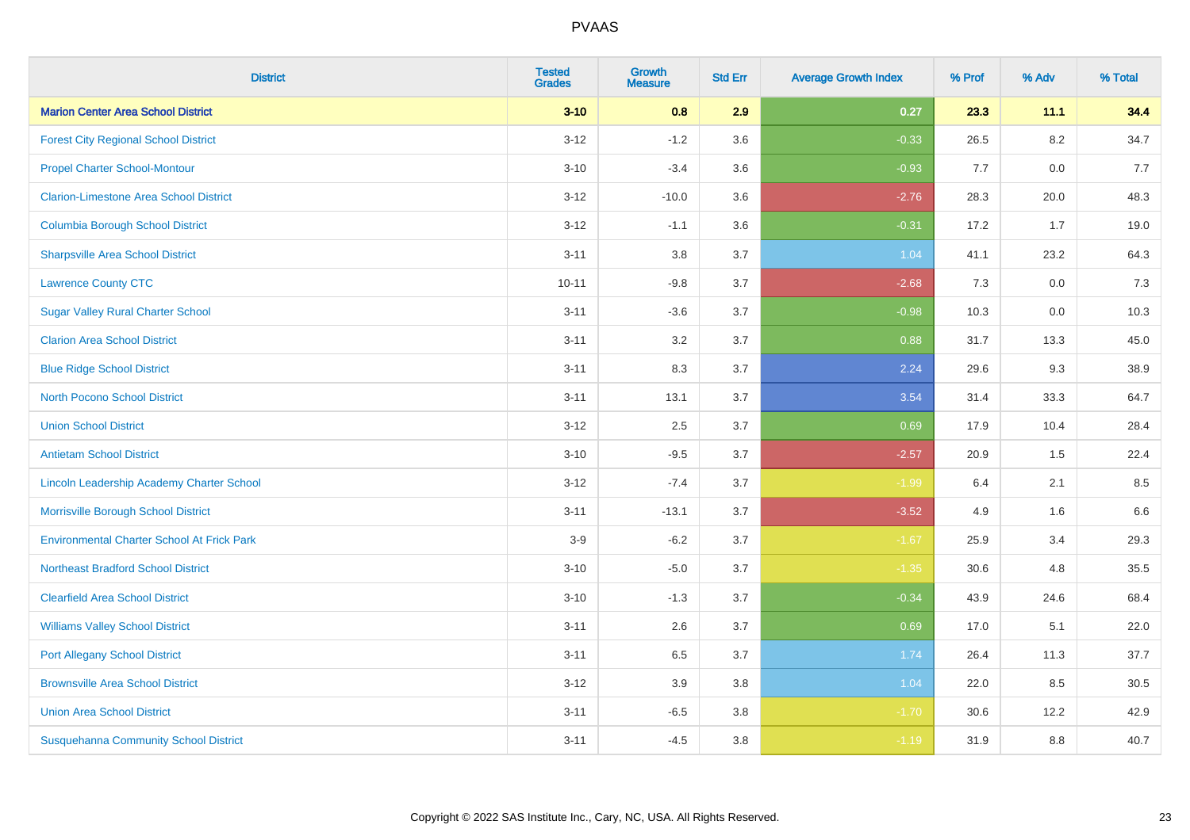# PVAAS

| District | Tested Grades | Growth Measure | Std Err | Average Growth Index | % Prof | % Adv | % Total |
|---|---|---|---|---|---|---|---|
| **Marion Center Area School District** | **3-10** | **0.8** | **2.9** | **0.27** | **23.3** | **11.1** | **34.4** |
| Forest City Regional School District | 3-12 | -1.2 | 3.6 | -0.33 | 26.5 | 8.2 | 34.7 |
| Propel Charter School-Montour | 3-10 | -3.4 | 3.6 | -0.93 | 7.7 | 0.0 | 7.7 |
| Clarion-Limestone Area School District | 3-12 | -10.0 | 3.6 | -2.76 | 28.3 | 20.0 | 48.3 |
| Columbia Borough School District | 3-12 | -1.1 | 3.6 | -0.31 | 17.2 | 1.7 | 19.0 |
| Sharpsville Area School District | 3-11 | 3.8 | 3.7 | 1.04 | 41.1 | 23.2 | 64.3 |
| Lawrence County CTC | 10-11 | -9.8 | 3.7 | -2.68 | 7.3 | 0.0 | 7.3 |
| Sugar Valley Rural Charter School | 3-11 | -3.6 | 3.7 | -0.98 | 10.3 | 0.0 | 10.3 |
| Clarion Area School District | 3-11 | 3.2 | 3.7 | 0.88 | 31.7 | 13.3 | 45.0 |
| Blue Ridge School District | 3-11 | 8.3 | 3.7 | 2.24 | 29.6 | 9.3 | 38.9 |
| North Pocono School District | 3-11 | 13.1 | 3.7 | 3.54 | 31.4 | 33.3 | 64.7 |
| Union School District | 3-12 | 2.5 | 3.7 | 0.69 | 17.9 | 10.4 | 28.4 |
| Antietam School District | 3-10 | -9.5 | 3.7 | -2.57 | 20.9 | 1.5 | 22.4 |
| Lincoln Leadership Academy Charter School | 3-12 | -7.4 | 3.7 | -1.99 | 6.4 | 2.1 | 8.5 |
| Morrisville Borough School District | 3-11 | -13.1 | 3.7 | -3.52 | 4.9 | 1.6 | 6.6 |
| Environmental Charter School At Frick Park | 3-9 | -6.2 | 3.7 | -1.67 | 25.9 | 3.4 | 29.3 |
| Northeast Bradford School District | 3-10 | -5.0 | 3.7 | -1.35 | 30.6 | 4.8 | 35.5 |
| Clearfield Area School District | 3-10 | -1.3 | 3.7 | -0.34 | 43.9 | 24.6 | 68.4 |
| Williams Valley School District | 3-11 | 2.6 | 3.7 | 0.69 | 17.0 | 5.1 | 22.0 |
| Port Allegany School District | 3-11 | 6.5 | 3.7 | 1.74 | 26.4 | 11.3 | 37.7 |
| Brownsville Area School District | 3-12 | 3.9 | 3.8 | 1.04 | 22.0 | 8.5 | 30.5 |
| Union Area School District | 3-11 | -6.5 | 3.8 | -1.70 | 30.6 | 12.2 | 42.9 |
| Susquehanna Community School District | 3-11 | -4.5 | 3.8 | -1.19 | 31.9 | 8.8 | 40.7 |

Copyright © 2022 SAS Institute Inc., Cary, NC, USA. All Rights Reserved.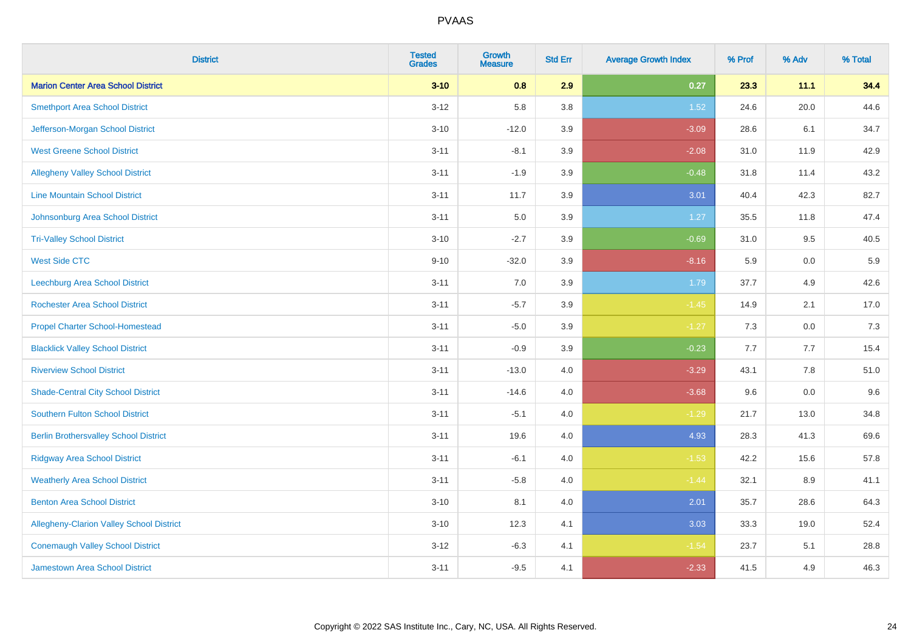# PVAAS

| District | Tested Grades | Growth Measure | Std Err | Average Growth Index | % Prof | % Adv | % Total |
|---|---|---|---|---|---|---|---|
| **Marion Center Area School District** | **3-10** | **0.8** | **2.9** | **0.27** | **23.3** | **11.1** | **34.4** |
| Smethport Area School District | 3-12 | 5.8 | 3.8 | 1.52 | 24.6 | 20.0 | 44.6 |
| Jefferson-Morgan School District | 3-10 | -12.0 | 3.9 | -3.09 | 28.6 | 6.1 | 34.7 |
| West Greene School District | 3-11 | -8.1 | 3.9 | -2.08 | 31.0 | 11.9 | 42.9 |
| Allegheny Valley School District | 3-11 | -1.9 | 3.9 | -0.48 | 31.8 | 11.4 | 43.2 |
| Line Mountain School District | 3-11 | 11.7 | 3.9 | 3.01 | 40.4 | 42.3 | 82.7 |
| Johnsonburg Area School District | 3-11 | 5.0 | 3.9 | 1.27 | 35.5 | 11.8 | 47.4 |
| Tri-Valley School District | 3-10 | -2.7 | 3.9 | -0.69 | 31.0 | 9.5 | 40.5 |
| West Side CTC | 9-10 | -32.0 | 3.9 | -8.16 | 5.9 | 0.0 | 5.9 |
| Leechburg Area School District | 3-11 | 7.0 | 3.9 | 1.79 | 37.7 | 4.9 | 42.6 |
| Rochester Area School District | 3-11 | -5.7 | 3.9 | -1.45 | 14.9 | 2.1 | 17.0 |
| Propel Charter School-Homestead | 3-11 | -5.0 | 3.9 | -1.27 | 7.3 | 0.0 | 7.3 |
| Blacklick Valley School District | 3-11 | -0.9 | 3.9 | -0.23 | 7.7 | 7.7 | 15.4 |
| Riverview School District | 3-11 | -13.0 | 4.0 | -3.29 | 43.1 | 7.8 | 51.0 |
| Shade-Central City School District | 3-11 | -14.6 | 4.0 | -3.68 | 9.6 | 0.0 | 9.6 |
| Southern Fulton School District | 3-11 | -5.1 | 4.0 | -1.29 | 21.7 | 13.0 | 34.8 |
| Berlin Brothersvalley School District | 3-11 | 19.6 | 4.0 | 4.93 | 28.3 | 41.3 | 69.6 |
| Ridgway Area School District | 3-11 | -6.1 | 4.0 | -1.53 | 42.2 | 15.6 | 57.8 |
| Weatherly Area School District | 3-11 | -5.8 | 4.0 | -1.44 | 32.1 | 8.9 | 41.1 |
| Benton Area School District | 3-10 | 8.1 | 4.0 | 2.01 | 35.7 | 28.6 | 64.3 |
| Allegheny-Clarion Valley School District | 3-10 | 12.3 | 4.1 | 3.03 | 33.3 | 19.0 | 52.4 |
| Conemaugh Valley School District | 3-12 | -6.3 | 4.1 | -1.54 | 23.7 | 5.1 | 28.8 |
| Jamestown Area School District | 3-11 | -9.5 | 4.1 | -2.33 | 41.5 | 4.9 | 46.3 |

Copyright © 2022 SAS Institute Inc., Cary, NC, USA. All Rights Reserved.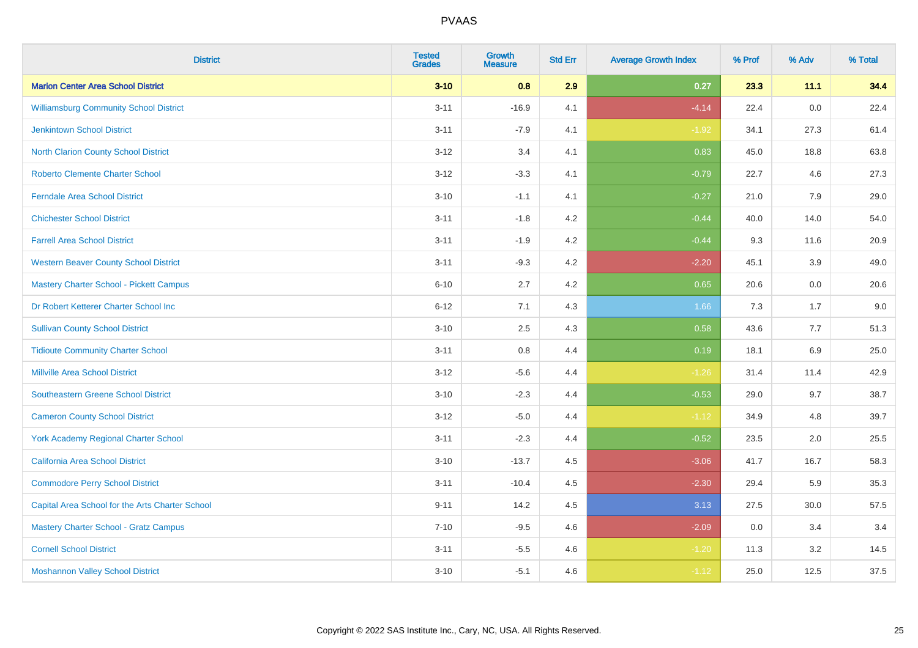# PVAAS

| District | Tested Grades | Growth Measure | Std Err | Average Growth Index | % Prof | % Adv | % Total |
|---|---|---|---|---|---|---|---|
| **Marion Center Area School District** | **3-10** | **0.8** | **2.9** | **0.27** | **23.3** | **11.1** | **34.4** |
| Williamsburg Community School District | 3-11 | -16.9 | 4.1 | -4.14 | 22.4 | 0.0 | 22.4 |
| Jenkintown School District | 3-11 | -7.9 | 4.1 | -1.92 | 34.1 | 27.3 | 61.4 |
| North Clarion County School District | 3-12 | 3.4 | 4.1 | 0.83 | 45.0 | 18.8 | 63.8 |
| Roberto Clemente Charter School | 3-12 | -3.3 | 4.1 | -0.79 | 22.7 | 4.6 | 27.3 |
| Ferndale Area School District | 3-10 | -1.1 | 4.1 | -0.27 | 21.0 | 7.9 | 29.0 |
| Chichester School District | 3-11 | -1.8 | 4.2 | -0.44 | 40.0 | 14.0 | 54.0 |
| Farrell Area School District | 3-11 | -1.9 | 4.2 | -0.44 | 9.3 | 11.6 | 20.9 |
| Western Beaver County School District | 3-11 | -9.3 | 4.2 | -2.20 | 45.1 | 3.9 | 49.0 |
| Mastery Charter School - Pickett Campus | 6-10 | 2.7 | 4.2 | 0.65 | 20.6 | 0.0 | 20.6 |
| Dr Robert Ketterer Charter School Inc | 6-12 | 7.1 | 4.3 | 1.66 | 7.3 | 1.7 | 9.0 |
| Sullivan County School District | 3-10 | 2.5 | 4.3 | 0.58 | 43.6 | 7.7 | 51.3 |
| Tidioute Community Charter School | 3-11 | 0.8 | 4.4 | 0.19 | 18.1 | 6.9 | 25.0 |
| Millville Area School District | 3-12 | -5.6 | 4.4 | -1.26 | 31.4 | 11.4 | 42.9 |
| Southeastern Greene School District | 3-10 | -2.3 | 4.4 | -0.53 | 29.0 | 9.7 | 38.7 |
| Cameron County School District | 3-12 | -5.0 | 4.4 | -1.12 | 34.9 | 4.8 | 39.7 |
| York Academy Regional Charter School | 3-11 | -2.3 | 4.4 | -0.52 | 23.5 | 2.0 | 25.5 |
| California Area School District | 3-10 | -13.7 | 4.5 | -3.06 | 41.7 | 16.7 | 58.3 |
| Commodore Perry School District | 3-11 | -10.4 | 4.5 | -2.30 | 29.4 | 5.9 | 35.3 |
| Capital Area School for the Arts Charter School | 9-11 | 14.2 | 4.5 | 3.13 | 27.5 | 30.0 | 57.5 |
| Mastery Charter School - Gratz Campus | 7-10 | -9.5 | 4.6 | -2.09 | 0.0 | 3.4 | 3.4 |
| Cornell School District | 3-11 | -5.5 | 4.6 | -1.20 | 11.3 | 3.2 | 14.5 |
| Moshannon Valley School District | 3-10 | -5.1 | 4.6 | -1.12 | 25.0 | 12.5 | 37.5 |

Copyright © 2022 SAS Institute Inc., Cary, NC, USA. All Rights Reserved.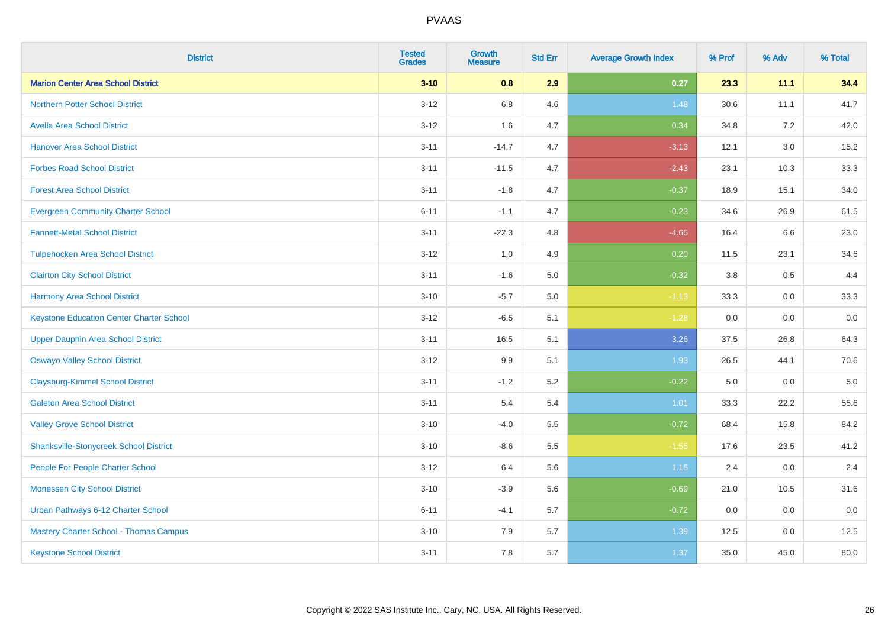| District | Tested Grades | Growth Measure | Std Err | Average Growth Index | % Prof | % Adv | % Total |
|---|---|---|---|---|---|---|---|
| **Marion Center Area School District** | **3-10** | **0.8** | **2.9** | **0.27** | **23.3** | **11.1** | **34.4** |
| Northern Potter School District | 3-12 | 6.8 | 4.6 | 1.48 | 30.6 | 11.1 | 41.7 |
| Avella Area School District | 3-12 | 1.6 | 4.7 | 0.34 | 34.8 | 7.2 | 42.0 |
| Hanover Area School District | 3-11 | -14.7 | 4.7 | -3.13 | 12.1 | 3.0 | 15.2 |
| Forbes Road School District | 3-11 | -11.5 | 4.7 | -2.43 | 23.1 | 10.3 | 33.3 |
| Forest Area School District | 3-11 | -1.8 | 4.7 | -0.37 | 18.9 | 15.1 | 34.0 |
| Evergreen Community Charter School | 6-11 | -1.1 | 4.7 | -0.23 | 34.6 | 26.9 | 61.5 |
| Fannett-Metal School District | 3-11 | -22.3 | 4.8 | -4.65 | 16.4 | 6.6 | 23.0 |
| Tulpehocken Area School District | 3-12 | 1.0 | 4.9 | 0.20 | 11.5 | 23.1 | 34.6 |
| Clairton City School District | 3-11 | -1.6 | 5.0 | -0.32 | 3.8 | 0.5 | 4.4 |
| Harmony Area School District | 3-10 | -5.7 | 5.0 | -1.13 | 33.3 | 0.0 | 33.3 |
| Keystone Education Center Charter School | 3-12 | -6.5 | 5.1 | -1.28 | 0.0 | 0.0 | 0.0 |
| Upper Dauphin Area School District | 3-11 | 16.5 | 5.1 | 3.26 | 37.5 | 26.8 | 64.3 |
| Oswayo Valley School District | 3-12 | 9.9 | 5.1 | 1.93 | 26.5 | 44.1 | 70.6 |
| Claysburg-Kimmel School District | 3-11 | -1.2 | 5.2 | -0.22 | 5.0 | 0.0 | 5.0 |
| Galeton Area School District | 3-11 | 5.4 | 5.4 | 1.01 | 33.3 | 22.2 | 55.6 |
| Valley Grove School District | 3-10 | -4.0 | 5.5 | -0.72 | 68.4 | 15.8 | 84.2 |
| Shanksville-Stonycreek School District | 3-10 | -8.6 | 5.5 | -1.55 | 17.6 | 23.5 | 41.2 |
| People For People Charter School | 3-12 | 6.4 | 5.6 | 1.15 | 2.4 | 0.0 | 2.4 |
| Monessen City School District | 3-10 | -3.9 | 5.6 | -0.69 | 21.0 | 10.5 | 31.6 |
| Urban Pathways 6-12 Charter School | 6-11 | -4.1 | 5.7 | -0.72 | 0.0 | 0.0 | 0.0 |
| Mastery Charter School - Thomas Campus | 3-10 | 7.9 | 5.7 | 1.39 | 12.5 | 0.0 | 12.5 |
| Keystone School District | 3-11 | 7.8 | 5.7 | 1.37 | 35.0 | 45.0 | 80.0 |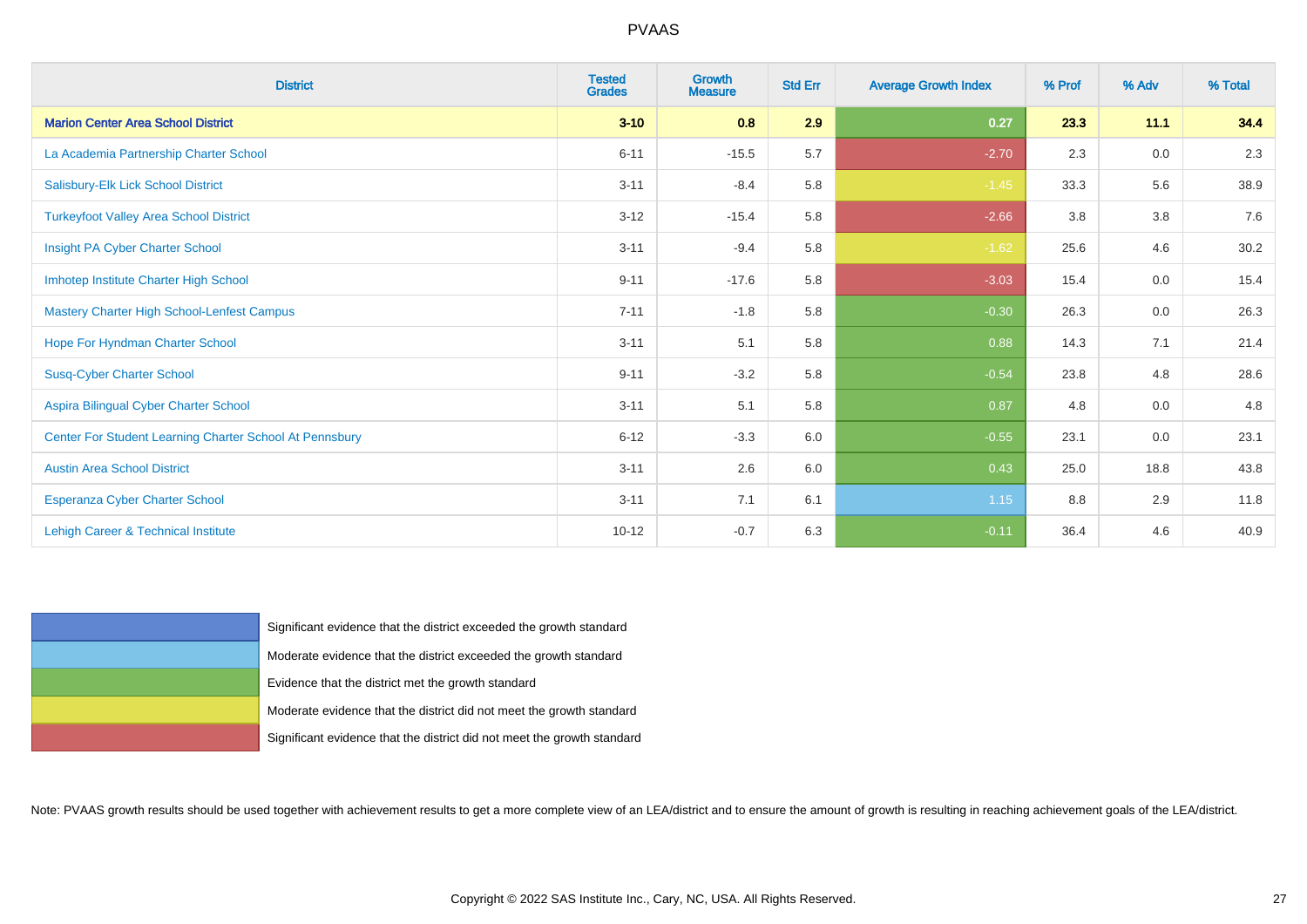PVAAS

| District | Tested Grades | Growth Measure | Std Err | Average Growth Index | % Prof | % Adv | % Total |
|---|---|---|---|---|---|---|---|
| **Marion Center Area School District** | **3-10** | **0.8** | **2.9** | **0.27** | **23.3** | **11.1** | **34.4** |
| La Academia Partnership Charter School | 6-11 | -15.5 | 5.7 | -2.70 | 2.3 | 0.0 | 2.3 |
| Salisbury-Elk Lick School District | 3-11 | -8.4 | 5.8 | -1.45 | 33.3 | 5.6 | 38.9 |
| Turkeyfoot Valley Area School District | 3-12 | -15.4 | 5.8 | -2.66 | 3.8 | 3.8 | 7.6 |
| Insight PA Cyber Charter School | 3-11 | -9.4 | 5.8 | -1.62 | 25.6 | 4.6 | 30.2 |
| Imhotep Institute Charter High School | 9-11 | -17.6 | 5.8 | -3.03 | 15.4 | 0.0 | 15.4 |
| Mastery Charter High School-Lenfest Campus | 7-11 | -1.8 | 5.8 | -0.30 | 26.3 | 0.0 | 26.3 |
| Hope For Hyndman Charter School | 3-11 | 5.1 | 5.8 | 0.88 | 14.3 | 7.1 | 21.4 |
| Susq-Cyber Charter School | 9-11 | -3.2 | 5.8 | -0.54 | 23.8 | 4.8 | 28.6 |
| Aspira Bilingual Cyber Charter School | 3-11 | 5.1 | 5.8 | 0.87 | 4.8 | 0.0 | 4.8 |
| Center For Student Learning Charter School At Pennsbury | 6-12 | -3.3 | 6.0 | -0.55 | 23.1 | 0.0 | 23.1 |
| Austin Area School District | 3-11 | 2.6 | 6.0 | 0.43 | 25.0 | 18.8 | 43.8 |
| Esperanza Cyber Charter School | 3-11 | 7.1 | 6.1 | 1.15 | 8.8 | 2.9 | 11.8 |
| Lehigh Career & Technical Institute | 10-12 | -0.7 | 6.3 | -0.11 | 36.4 | 4.6 | 40.9 |

Significant evidence that the district exceeded the growth standard

Moderate evidence that the district exceeded the growth standard

Evidence that the district met the growth standard

Moderate evidence that the district did not meet the growth standard

Significant evidence that the district did not meet the growth standard

Note: PVAAS growth results should be used together with achievement results to get a more complete view of an LEA/district and to ensure the amount of growth is resulting in reaching achievement goals of the LEA/district.

Copyright © 2022 SAS Institute Inc., Cary, NC, USA. All Rights Reserved.